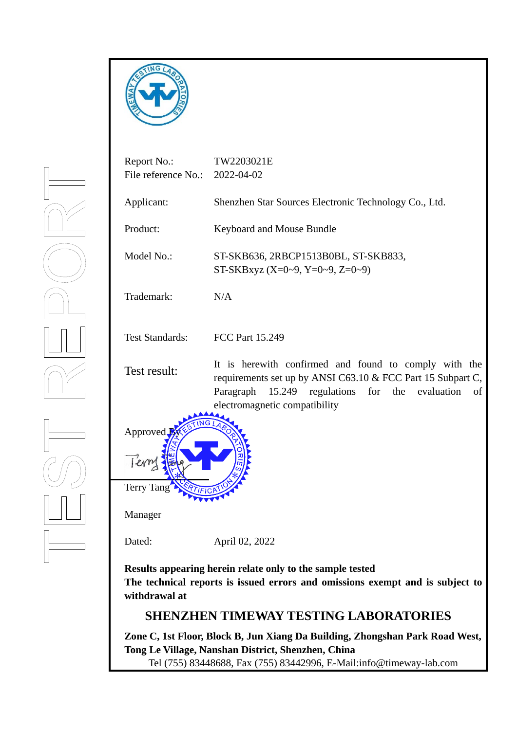TEST REPORT

| | |
|---|---|
| Report No.: | TW2203021E |
| File reference No.: | 2022-04-02 |
| Applicant: | Shenzhen Star Sources Electronic Technology Co., Ltd. |
| Product: | Keyboard and Mouse Bundle |
| Model No.: | ST-SKB636, 2RBCP1513B0BL, ST-SKB833, ST-SKBxyz (X=0~9, Y=0~9, Z=0~9) |
| Trademark: | N/A |
| Test Standards: | FCC Part 15.249 |
| Test result: | It is herewith confirmed and found to comply with the requirements set up by ANSI C63.10 & FCC Part 15 Subpart C, Paragraph 15.249 regulations for the evaluation of electromagnetic compatibility |

Approved By:

Terry Tang

Manager

Dated: April 02, 2022

**Results appearing herein relate only to the sample tested**
**The technical reports is issued errors and omissions exempt and is subject to withdrawal at**

## SHENZHEN TIMEWAY TESTING LABORATORIES

**Zone C, 1st Floor, Block B, Jun Xiang Da Building, Zhongshan Park Road West, Tong Le Village, Nanshan District, Shenzhen, China**

Tel (755) 83448688, Fax (755) 83442996, E-Mail:info@timeway-lab.com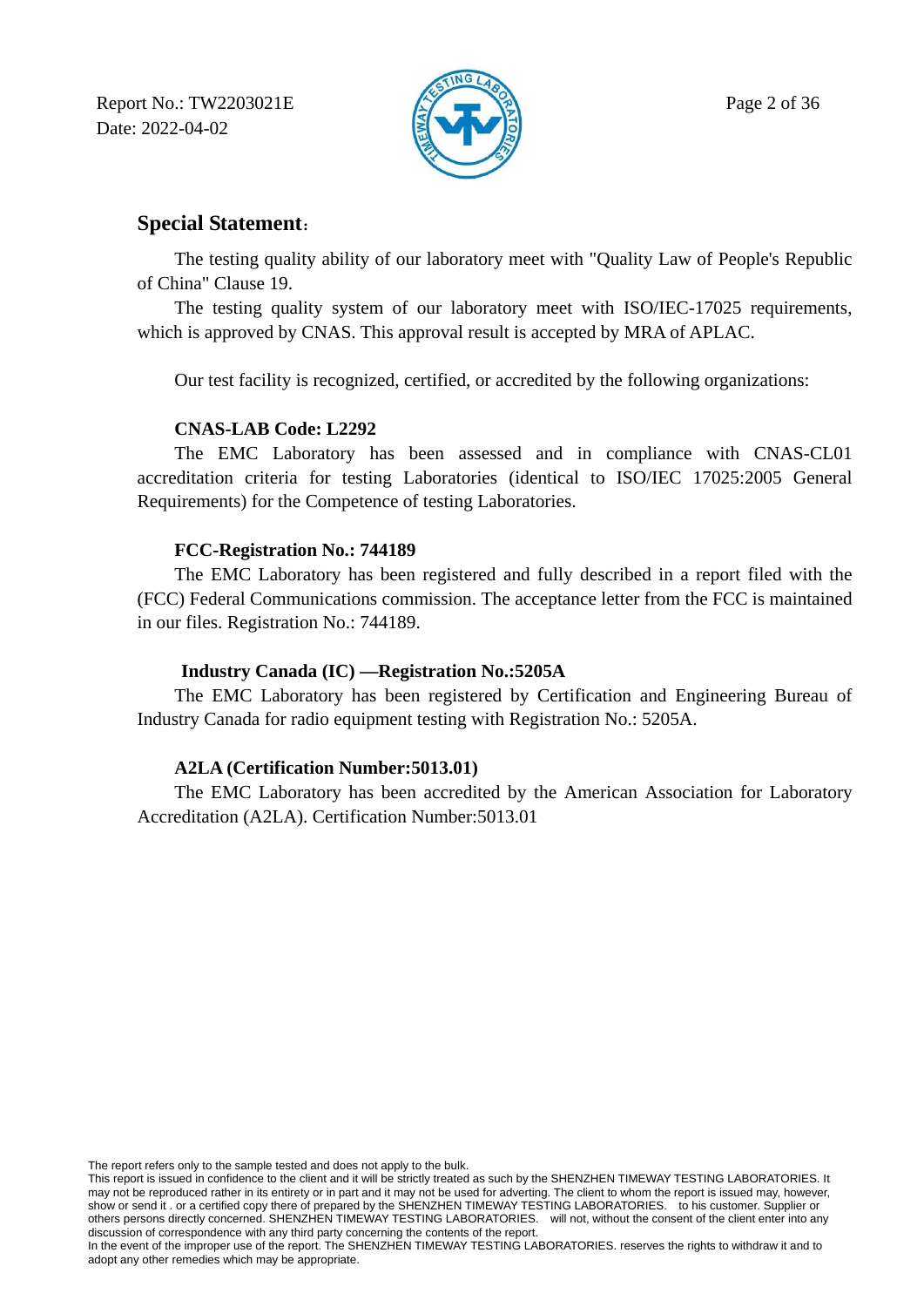## Special Statement:

The testing quality ability of our laboratory meet with "Quality Law of People's Republic of China" Clause 19.

The testing quality system of our laboratory meet with ISO/IEC-17025 requirements, which is approved by CNAS. This approval result is accepted by MRA of APLAC.

Our test facility is recognized, certified, or accredited by the following organizations:

**CNAS-LAB Code: L2292**

The EMC Laboratory has been assessed and in compliance with CNAS-CL01 accreditation criteria for testing Laboratories (identical to ISO/IEC 17025:2005 General Requirements) for the Competence of testing Laboratories.

**FCC-Registration No.: 744189**

The EMC Laboratory has been registered and fully described in a report filed with the (FCC) Federal Communications commission. The acceptance letter from the FCC is maintained in our files. Registration No.: 744189.

**Industry Canada (IC) —Registration No.:5205A**

The EMC Laboratory has been registered by Certification and Engineering Bureau of Industry Canada for radio equipment testing with Registration No.: 5205A.

**A2LA (Certification Number:5013.01)**

The EMC Laboratory has been accredited by the American Association for Laboratory Accreditation (A2LA). Certification Number:5013.01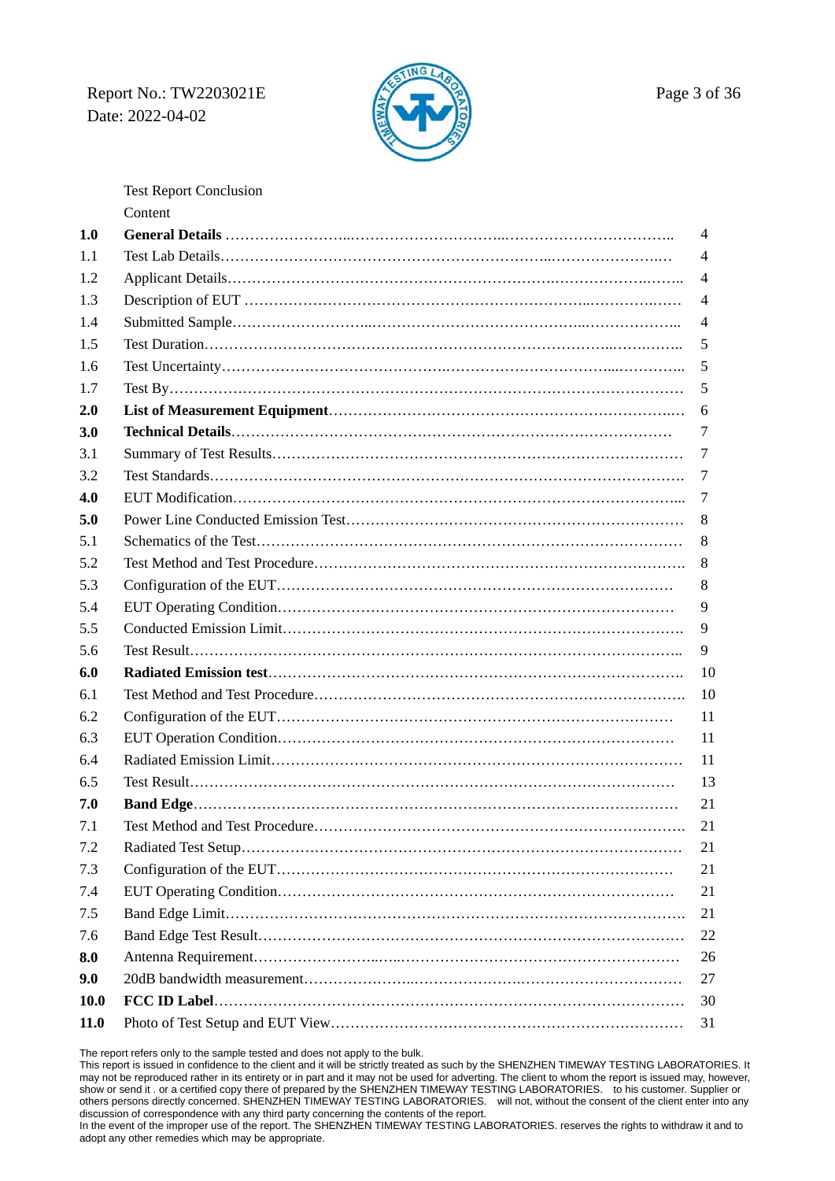Test Report Conclusion

Content

| | | |
|---|---|---|
| **1.0** | **General Details** | 4 |
| 1.1 | Test Lab Details | 4 |
| 1.2 | Applicant Details | 4 |
| 1.3 | Description of EUT | 4 |
| 1.4 | Submitted Sample | 4 |
| 1.5 | Test Duration | 5 |
| 1.6 | Test Uncertainty | 5 |
| 1.7 | Test By | 5 |
| **2.0** | **List of Measurement Equipment** | 6 |
| **3.0** | **Technical Details** | 7 |
| 3.1 | Summary of Test Results | 7 |
| 3.2 | Test Standards | 7 |
| **4.0** | EUT Modification | 7 |
| **5.0** | Power Line Conducted Emission Test | 8 |
| 5.1 | Schematics of the Test | 8 |
| 5.2 | Test Method and Test Procedure | 8 |
| 5.3 | Configuration of the EUT | 8 |
| 5.4 | EUT Operating Condition | 9 |
| 5.5 | Conducted Emission Limit | 9 |
| 5.6 | Test Result | 9 |
| **6.0** | **Radiated Emission test** | 10 |
| 6.1 | Test Method and Test Procedure | 10 |
| 6.2 | Configuration of the EUT | 11 |
| 6.3 | EUT Operation Condition | 11 |
| 6.4 | Radiated Emission Limit | 11 |
| 6.5 | Test Result | 13 |
| **7.0** | **Band Edge** | 21 |
| 7.1 | Test Method and Test Procedure | 21 |
| 7.2 | Radiated Test Setup | 21 |
| 7.3 | Configuration of the EUT | 21 |
| 7.4 | EUT Operating Condition | 21 |
| 7.5 | Band Edge Limit | 21 |
| 7.6 | Band Edge Test Result | 22 |
| **8.0** | Antenna Requirement | 26 |
| **9.0** | 20dB bandwidth measurement | 27 |
| **10.0** | **FCC ID Label** | 30 |
| **11.0** | Photo of Test Setup and EUT View | 31 |

The report refers only to the sample tested and does not apply to the bulk.
This report is issued in confidence to the client and it will be strictly treated as such by the SHENZHEN TIMEWAY TESTING LABORATORIES. It may not be reproduced rather in its entirety or in part and it may not be used for adverting. The client to whom the report is issued may, however, show or send it . or a certified copy there of prepared by the SHENZHEN TIMEWAY TESTING LABORATORIES. to his customer. Supplier or others persons directly concerned. SHENZHEN TIMEWAY TESTING LABORATORIES. will not, without the consent of the client enter into any discussion of correspondence with any third party concerning the contents of the report.
In the event of the improper use of the report. The SHENZHEN TIMEWAY TESTING LABORATORIES. reserves the rights to withdraw it and to adopt any other remedies which may be appropriate.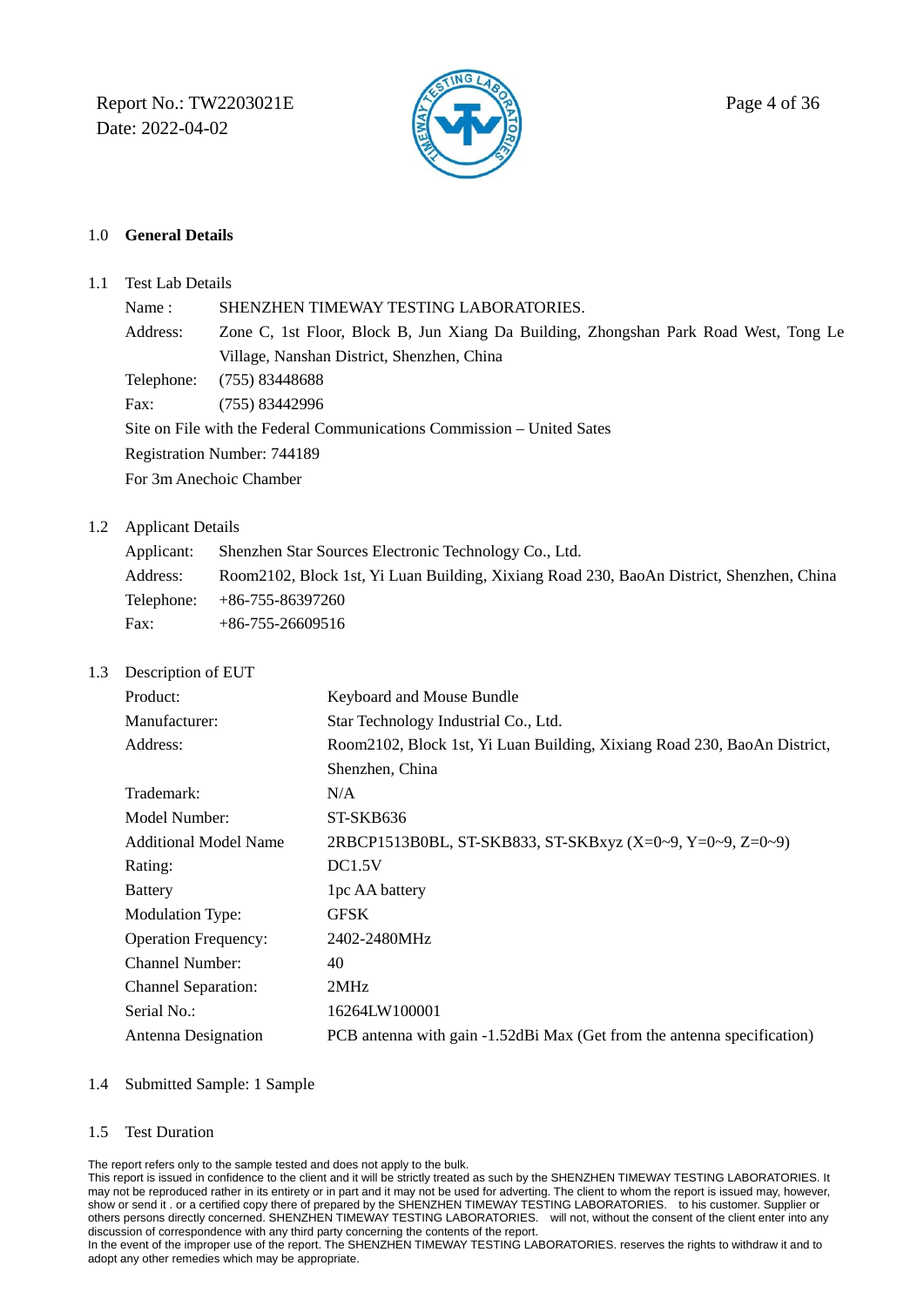## 1.0 General Details

### 1.1 Test Lab Details

| | |
|---|---|
| Name : | SHENZHEN TIMEWAY TESTING LABORATORIES. |
| Address: | Zone C, 1st Floor, Block B, Jun Xiang Da Building, Zhongshan Park Road West, Tong Le Village, Nanshan District, Shenzhen, China |
| Telephone: | (755) 83448688 |
| Fax: | (755) 83442996 |

Site on File with the Federal Communications Commission – United Sates

Registration Number: 744189

For 3m Anechoic Chamber

### 1.2 Applicant Details

| | |
|---|---|
| Applicant: | Shenzhen Star Sources Electronic Technology Co., Ltd. |
| Address: | Room2102, Block 1st, Yi Luan Building, Xixiang Road 230, BaoAn District, Shenzhen, China |
| Telephone: | +86-755-86397260 |
| Fax: | +86-755-26609516 |

### 1.3 Description of EUT

| | |
|---|---|
| Product: | Keyboard and Mouse Bundle |
| Manufacturer: | Star Technology Industrial Co., Ltd. |
| Address: | Room2102, Block 1st, Yi Luan Building, Xixiang Road 230, BaoAn District, Shenzhen, China |
| Trademark: | N/A |
| Model Number: | ST-SKB636 |
| Additional Model Name | 2RBCP1513B0BL, ST-SKB833, ST-SKBxyz (X=0~9, Y=0~9, Z=0~9) |
| Rating: | DC1.5V |
| Battery | 1pc AA battery |
| Modulation Type: | GFSK |
| Operation Frequency: | 2402-2480MHz |
| Channel Number: | 40 |
| Channel Separation: | 2MHz |
| Serial No.: | 16264LW100001 |
| Antenna Designation | PCB antenna with gain -1.52dBi Max (Get from the antenna specification) |

### 1.4 Submitted Sample: 1 Sample

### 1.5 Test Duration

The report refers only to the sample tested and does not apply to the bulk.
This report is issued in confidence to the client and it will be strictly treated as such by the SHENZHEN TIMEWAY TESTING LABORATORIES. It may not be reproduced rather in its entirety or in part and it may not be used for adverting. The client to whom the report is issued may, however, show or send it . or a certified copy there of prepared by the SHENZHEN TIMEWAY TESTING LABORATORIES. to his customer. Supplier or others persons directly concerned. SHENZHEN TIMEWAY TESTING LABORATORIES. will not, without the consent of the client enter into any discussion of correspondence with any third party concerning the contents of the report.
In the event of the improper use of the report. The SHENZHEN TIMEWAY TESTING LABORATORIES. reserves the rights to withdraw it and to adopt any other remedies which may be appropriate.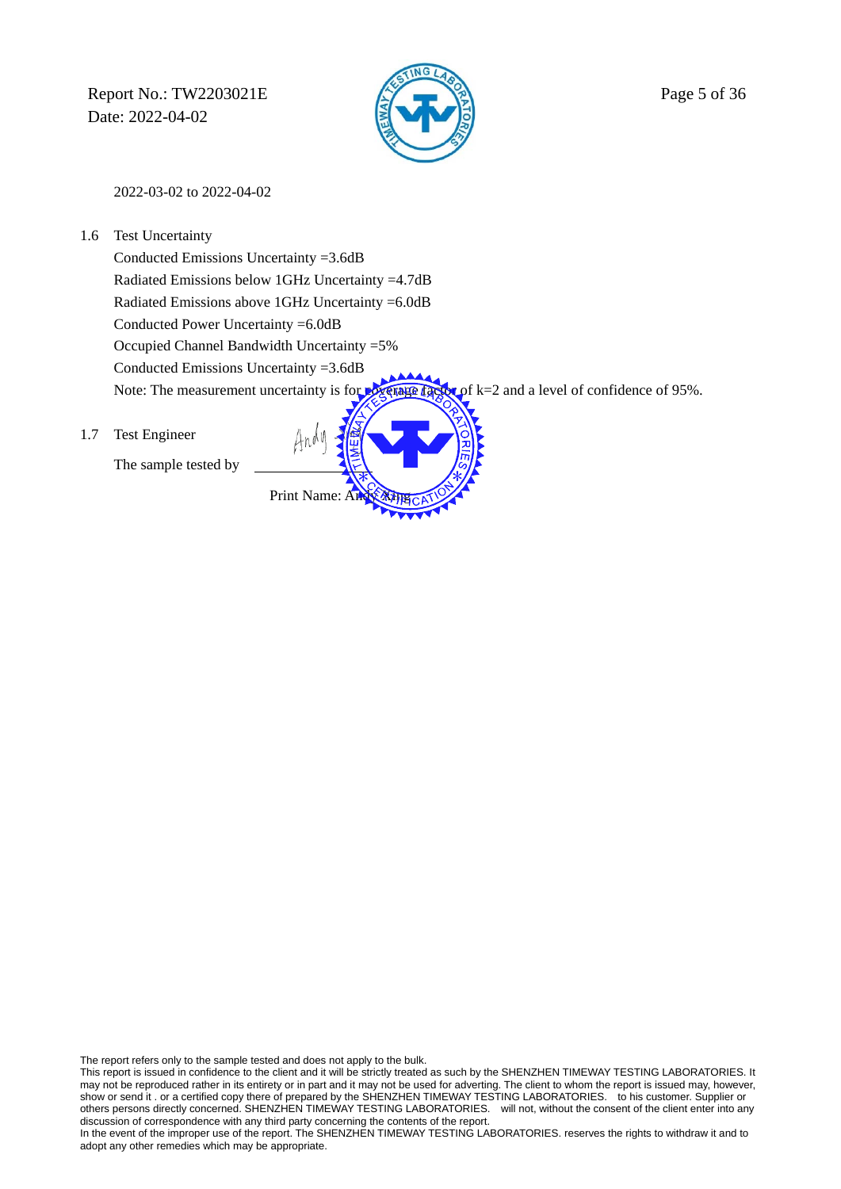2022-03-02 to 2022-04-02

## 1.6 Test Uncertainty

Conducted Emissions Uncertainty =3.6dB

Radiated Emissions below 1GHz Uncertainty =4.7dB

Radiated Emissions above 1GHz Uncertainty =6.0dB

Conducted Power Uncertainty =6.0dB

Occupied Channel Bandwidth Uncertainty =5%

Conducted Emissions Uncertainty =3.6dB

Note: The measurement uncertainty is for coverage factor of k=2 and a level of confidence of 95%.

## 1.7 Test Engineer

The sample tested by ____________

Print Name: Andy Xiang

The report refers only to the sample tested and does not apply to the bulk.
This report is issued in confidence to the client and it will be strictly treated as such by the SHENZHEN TIMEWAY TESTING LABORATORIES. It may not be reproduced rather in its entirety or in part and it may not be used for adverting. The client to whom the report is issued may, however, show or send it . or a certified copy there of prepared by the SHENZHEN TIMEWAY TESTING LABORATORIES. to his customer. Supplier or others persons directly concerned. SHENZHEN TIMEWAY TESTING LABORATORIES. will not, without the consent of the client enter into any discussion of correspondence with any third party concerning the contents of the report.
In the event of the improper use of the report. The SHENZHEN TIMEWAY TESTING LABORATORIES. reserves the rights to withdraw it and to adopt any other remedies which may be appropriate.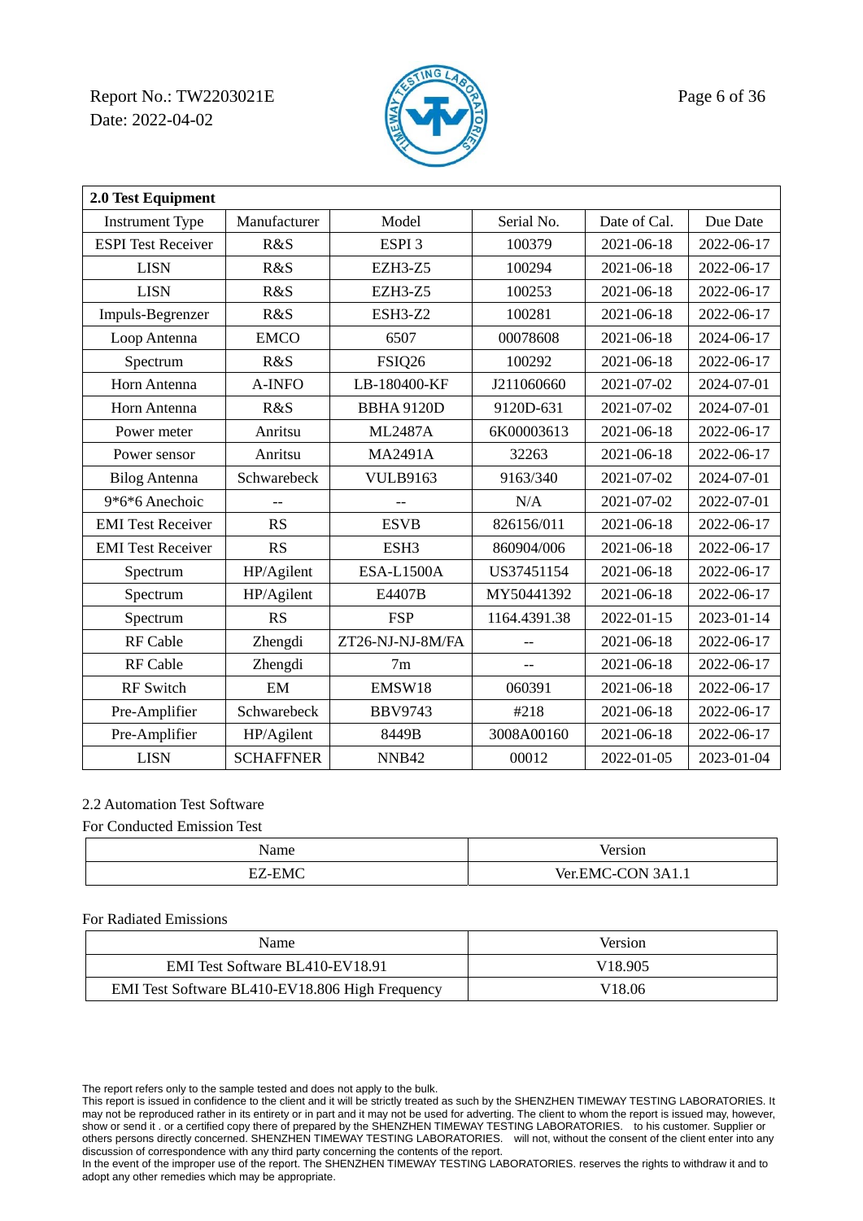## 2.0 Test Equipment

| Instrument Type | Manufacturer | Model | Serial No. | Date of Cal. | Due Date |
|---|---|---|---|---|---|
| ESPI Test Receiver | R&S | ESPI 3 | 100379 | 2021-06-18 | 2022-06-17 |
| LISN | R&S | EZH3-Z5 | 100294 | 2021-06-18 | 2022-06-17 |
| LISN | R&S | EZH3-Z5 | 100253 | 2021-06-18 | 2022-06-17 |
| Impuls-Begrenzer | R&S | ESH3-Z2 | 100281 | 2021-06-18 | 2022-06-17 |
| Loop Antenna | EMCO | 6507 | 00078608 | 2021-06-18 | 2024-06-17 |
| Spectrum | R&S | FSIQ26 | 100292 | 2021-06-18 | 2022-06-17 |
| Horn Antenna | A-INFO | LB-180400-KF | J211060660 | 2021-07-02 | 2024-07-01 |
| Horn Antenna | R&S | BBHA 9120D | 9120D-631 | 2021-07-02 | 2024-07-01 |
| Power meter | Anritsu | ML2487A | 6K00003613 | 2021-06-18 | 2022-06-17 |
| Power sensor | Anritsu | MA2491A | 32263 | 2021-06-18 | 2022-06-17 |
| Bilog Antenna | Schwarebeck | VULB9163 | 9163/340 | 2021-07-02 | 2024-07-01 |
| 9*6*6 Anechoic | -- | -- | N/A | 2021-07-02 | 2022-07-01 |
| EMI Test Receiver | RS | ESVB | 826156/011 | 2021-06-18 | 2022-06-17 |
| EMI Test Receiver | RS | ESH3 | 860904/006 | 2021-06-18 | 2022-06-17 |
| Spectrum | HP/Agilent | ESA-L1500A | US37451154 | 2021-06-18 | 2022-06-17 |
| Spectrum | HP/Agilent | E4407B | MY50441392 | 2021-06-18 | 2022-06-17 |
| Spectrum | RS | FSP | 1164.4391.38 | 2022-01-15 | 2023-01-14 |
| RF Cable | Zhengdi | ZT26-NJ-NJ-8M/FA | -- | 2021-06-18 | 2022-06-17 |
| RF Cable | Zhengdi | 7m | -- | 2021-06-18 | 2022-06-17 |
| RF Switch | EM | EMSW18 | 060391 | 2021-06-18 | 2022-06-17 |
| Pre-Amplifier | Schwarebeck | BBV9743 | #218 | 2021-06-18 | 2022-06-17 |
| Pre-Amplifier | HP/Agilent | 8449B | 3008A00160 | 2021-06-18 | 2022-06-17 |
| LISN | SCHAFFNER | NNB42 | 00012 | 2022-01-05 | 2023-01-04 |

2.2 Automation Test Software

For Conducted Emission Test

| Name | Version |
|---|---|
| EZ-EMC | Ver.EMC-CON 3A1.1 |

For Radiated Emissions

| Name | Version |
|---|---|
| EMI Test Software BL410-EV18.91 | V18.905 |
| EMI Test Software BL410-EV18.806 High Frequency | V18.06 |

The report refers only to the sample tested and does not apply to the bulk.
This report is issued in confidence to the client and it will be strictly treated as such by the SHENZHEN TIMEWAY TESTING LABORATORIES. It may not be reproduced rather in its entirety or in part and it may not be used for adverting. The client to whom the report is issued may, however, show or send it . or a certified copy there of prepared by the SHENZHEN TIMEWAY TESTING LABORATORIES. to his customer. Supplier or others persons directly concerned. SHENZHEN TIMEWAY TESTING LABORATORIES. will not, without the consent of the client enter into any discussion of correspondence with any third party concerning the contents of the report.
In the event of the improper use of the report. The SHENZHEN TIMEWAY TESTING LABORATORIES. reserves the rights to withdraw it and to adopt any other remedies which may be appropriate.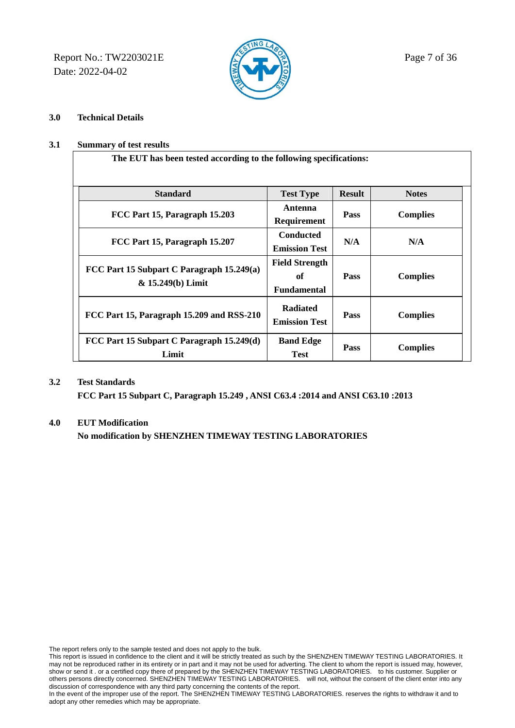## 3.0 Technical Details

### 3.1 Summary of test results

**The EUT has been tested according to the following specifications:**

| Standard | Test Type | Result | Notes |
|---|---|---|---|
| FCC Part 15, Paragraph 15.203 | Antenna Requirement | Pass | Complies |
| FCC Part 15, Paragraph 15.207 | Conducted Emission Test | N/A | N/A |
| FCC Part 15 Subpart C Paragraph 15.249(a) & 15.249(b) Limit | Field Strength of Fundamental | Pass | Complies |
| FCC Part 15, Paragraph 15.209 and RSS-210 | Radiated Emission Test | Pass | Complies |
| FCC Part 15 Subpart C Paragraph 15.249(d) Limit | Band Edge Test | Pass | Complies |

### 3.2 Test Standards

**FCC Part 15 Subpart C, Paragraph 15.249 , ANSI C63.4 :2014 and ANSI C63.10 :2013**

## 4.0 EUT Modification

**No modification by SHENZHEN TIMEWAY TESTING LABORATORIES**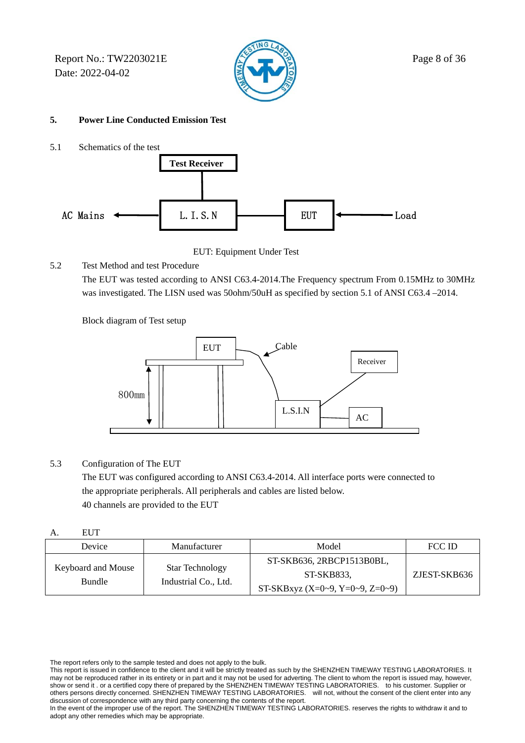## 5. Power Line Conducted Emission Test

5.1 Schematics of the test

Test Receiver

AC Mains ← L. I. S. N — EUT ← Load

EUT: Equipment Under Test

5.2 Test Method and test Procedure

The EUT was tested according to ANSI C63.4-2014.The Frequency spectrum From 0.15MHz to 30MHz was investigated. The LISN used was 50ohm/50uH as specified by section 5.1 of ANSI C63.4 –2014.

Block diagram of Test setup

EUT, Cable, Receiver, 800mm, L.S.I.N, AC

5.3 Configuration of The EUT

The EUT was configured according to ANSI C63.4-2014. All interface ports were connected to the appropriate peripherals. All peripherals and cables are listed below.

40 channels are provided to the EUT

A. EUT

| Device | Manufacturer | Model | FCC ID |
|---|---|---|---|
| Keyboard and Mouse Bundle | Star Technology Industrial Co., Ltd. | ST-SKB636, 2RBCP1513B0BL, ST-SKB833, ST-SKBxyz (X=0~9, Y=0~9, Z=0~9) | ZJEST-SKB636 |

The report refers only to the sample tested and does not apply to the bulk.
This report is issued in confidence to the client and it will be strictly treated as such by the SHENZHEN TIMEWAY TESTING LABORATORIES. It may not be reproduced rather in its entirety or in part and it may not be used for adverting. The client to whom the report is issued may, however, show or send it . or a certified copy there of prepared by the SHENZHEN TIMEWAY TESTING LABORATORIES. to his customer. Supplier or others persons directly concerned. SHENZHEN TIMEWAY TESTING LABORATORIES. will not, without the consent of the client enter into any discussion of correspondence with any third party concerning the contents of the report.
In the event of the improper use of the report. The SHENZHEN TIMEWAY TESTING LABORATORIES. reserves the rights to withdraw it and to adopt any other remedies which may be appropriate.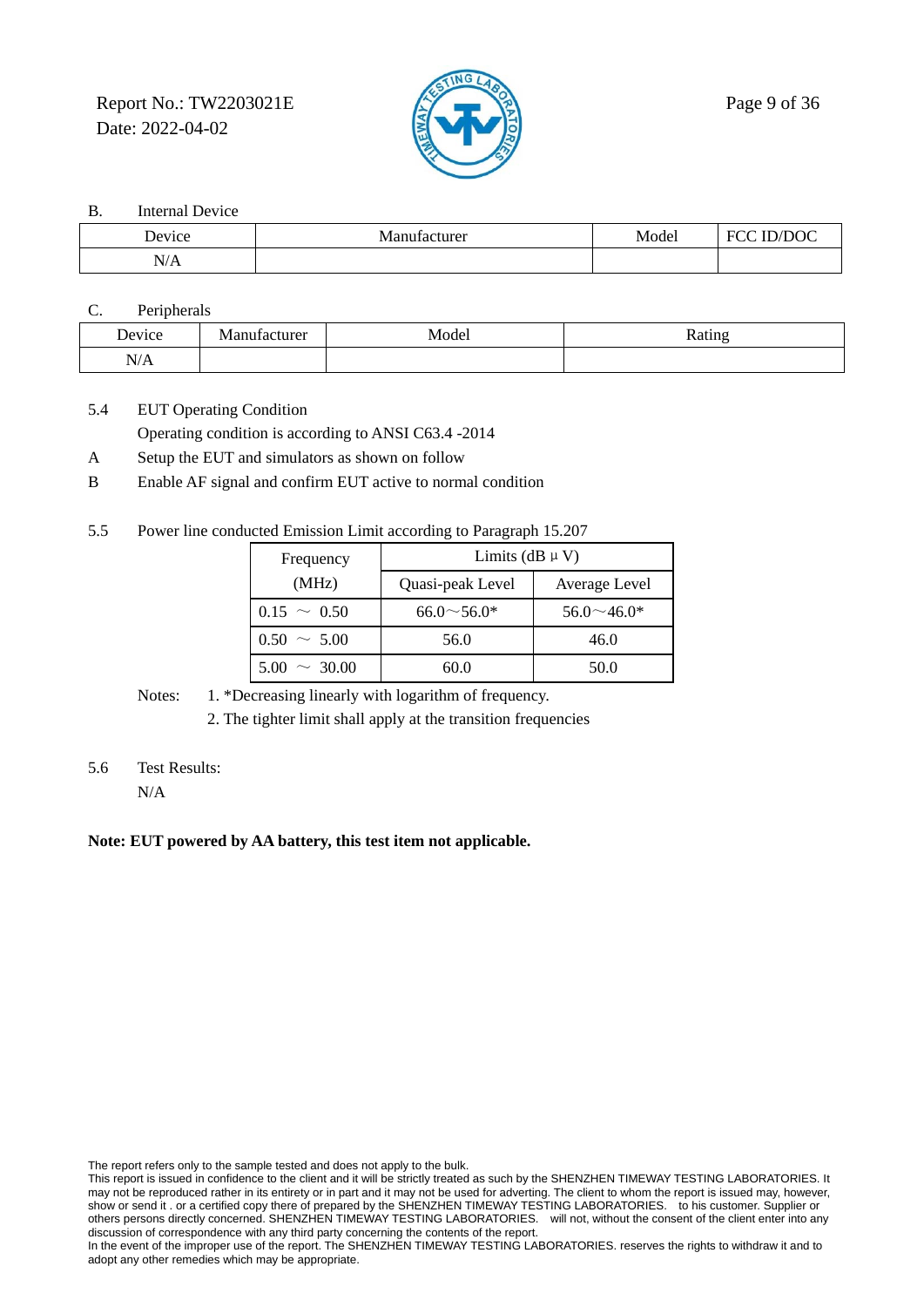B. Internal Device

| Device | Manufacturer | Model | FCC ID/DOC |
|---|---|---|---|
| N/A | | | |

C. Peripherals

| Device | Manufacturer | Model | Rating |
|---|---|---|---|
| N/A | | | |

5.4 EUT Operating Condition

Operating condition is according to ANSI C63.4 -2014

A Setup the EUT and simulators as shown on follow

B Enable AF signal and confirm EUT active to normal condition

5.5 Power line conducted Emission Limit according to Paragraph 15.207

| Frequency (MHz) | Limits (dB μ V) | |
|---|---|---|
| | Quasi-peak Level | Average Level |
| 0.15 ～ 0.50 | 66.0～56.0* | 56.0～46.0* |
| 0.50 ～ 5.00 | 56.0 | 46.0 |
| 5.00 ～ 30.00 | 60.0 | 50.0 |

Notes:
1. *Decreasing linearly with logarithm of frequency.
2. The tighter limit shall apply at the transition frequencies

5.6 Test Results:

N/A

**Note: EUT powered by AA battery, this test item not applicable.**

The report refers only to the sample tested and does not apply to the bulk.
This report is issued in confidence to the client and it will be strictly treated as such by the SHENZHEN TIMEWAY TESTING LABORATORIES. It may not be reproduced rather in its entirety or in part and it may not be used for adverting. The client to whom the report is issued may, however, show or send it . or a certified copy there of prepared by the SHENZHEN TIMEWAY TESTING LABORATORIES. to his customer. Supplier or others persons directly concerned. SHENZHEN TIMEWAY TESTING LABORATORIES. will not, without the consent of the client enter into any discussion of correspondence with any third party concerning the contents of the report.
In the event of the improper use of the report. The SHENZHEN TIMEWAY TESTING LABORATORIES. reserves the rights to withdraw it and to adopt any other remedies which may be appropriate.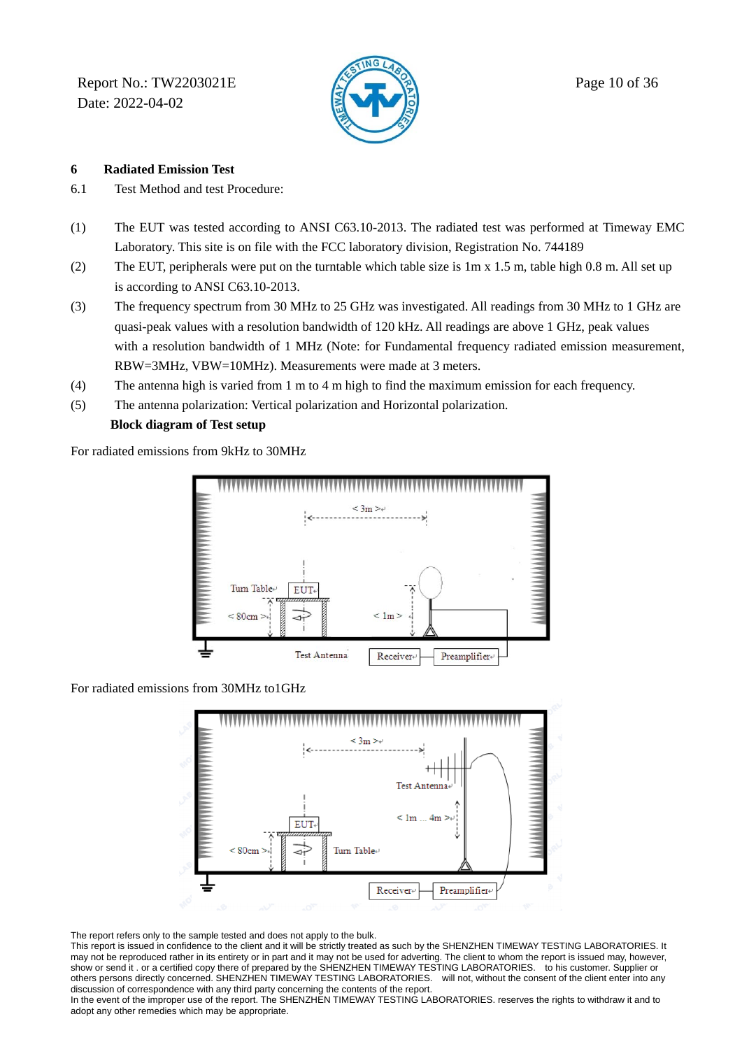## 6 Radiated Emission Test

6.1 Test Method and test Procedure:

(1) The EUT was tested according to ANSI C63.10-2013. The radiated test was performed at Timeway EMC Laboratory. This site is on file with the FCC laboratory division, Registration No. 744189

(2) The EUT, peripherals were put on the turntable which table size is 1m x 1.5 m, table high 0.8 m. All set up is according to ANSI C63.10-2013.

(3) The frequency spectrum from 30 MHz to 25 GHz was investigated. All readings from 30 MHz to 1 GHz are quasi-peak values with a resolution bandwidth of 120 kHz. All readings are above 1 GHz, peak values with a resolution bandwidth of 1 MHz (Note: for Fundamental frequency radiated emission measurement, RBW=3MHz, VBW=10MHz). Measurements were made at 3 meters.

(4) The antenna high is varied from 1 m to 4 m high to find the maximum emission for each frequency.

(5) The antenna polarization: Vertical polarization and Horizontal polarization.

**Block diagram of Test setup**

For radiated emissions from 9kHz to 30MHz

< 3m >

Turn Table EUT

< 80cm >

< 1m >

Test Antenna Receiver Preamplifier

For radiated emissions from 30MHz to1GHz

< 3m >

Test Antenna

< 1m ... 4m >

EUT

< 80cm > Turn Table

Receiver Preamplifier

The report refers only to the sample tested and does not apply to the bulk.
This report is issued in confidence to the client and it will be strictly treated as such by the SHENZHEN TIMEWAY TESTING LABORATORIES. It may not be reproduced rather in its entirety or in part and it may not be used for adverting. The client to whom the report is issued may, however, show or send it . or a certified copy there of prepared by the SHENZHEN TIMEWAY TESTING LABORATORIES. to his customer. Supplier or others persons directly concerned. SHENZHEN TIMEWAY TESTING LABORATORIES. will not, without the consent of the client enter into any discussion of correspondence with any third party concerning the contents of the report.
In the event of the improper use of the report. The SHENZHEN TIMEWAY TESTING LABORATORIES. reserves the rights to withdraw it and to adopt any other remedies which may be appropriate.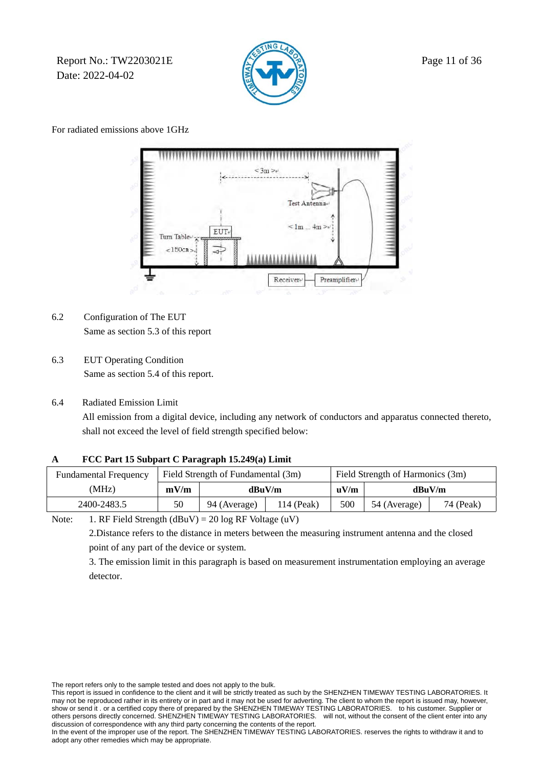For radiated emissions above 1GHz

6.2 Configuration of The EUT

Same as section 5.3 of this report

6.3 EUT Operating Condition

Same as section 5.4 of this report.

6.4 Radiated Emission Limit

All emission from a digital device, including any network of conductors and apparatus connected thereto, shall not exceed the level of field strength specified below:

**A FCC Part 15 Subpart C Paragraph 15.249(a) Limit**

| Fundamental Frequency (MHz) | Field Strength of Fundamental (3m) | | | Field Strength of Harmonics (3m) | | |
|---|---|---|---|---|---|---|
| | **mV/m** | **dBuV/m** | | **uV/m** | **dBuV/m** | |
| 2400-2483.5 | 50 | 94 (Average) | 114 (Peak) | 500 | 54 (Average) | 74 (Peak) |

Note: 1. RF Field Strength (dBuV) = 20 log RF Voltage (uV)

2.Distance refers to the distance in meters between the measuring instrument antenna and the closed point of any part of the device or system.

3. The emission limit in this paragraph is based on measurement instrumentation employing an average detector.

The report refers only to the sample tested and does not apply to the bulk.
This report is issued in confidence to the client and it will be strictly treated as such by the SHENZHEN TIMEWAY TESTING LABORATORIES. It may not be reproduced rather in its entirety or in part and it may not be used for adverting. The client to whom the report is issued may, however, show or send it . or a certified copy there of prepared by the SHENZHEN TIMEWAY TESTING LABORATORIES. to his customer. Supplier or others persons directly concerned. SHENZHEN TIMEWAY TESTING LABORATORIES. will not, without the consent of the client enter into any discussion of correspondence with any third party concerning the contents of the report.
In the event of the improper use of the report. The SHENZHEN TIMEWAY TESTING LABORATORIES. reserves the rights to withdraw it and to adopt any other remedies which may be appropriate.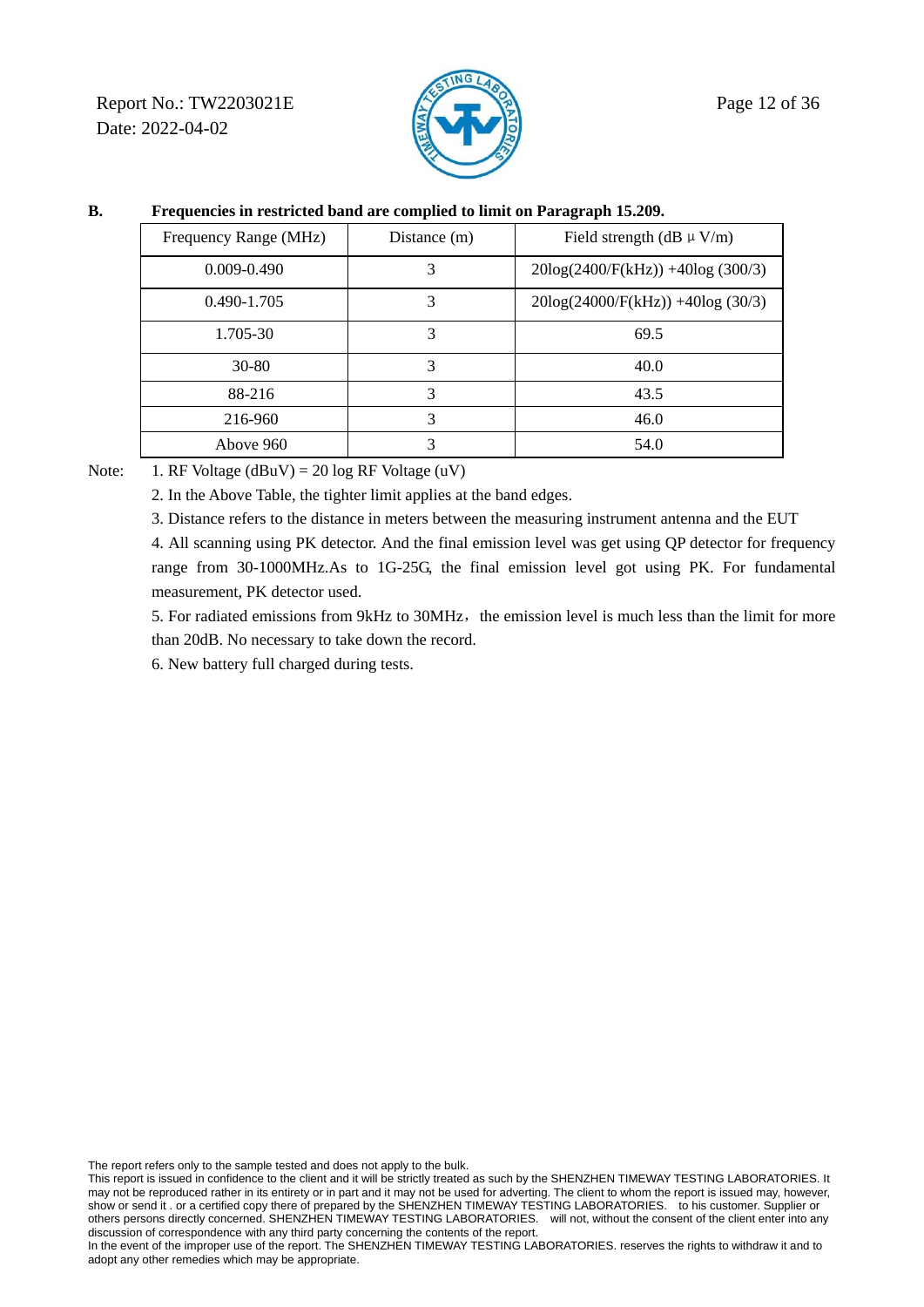**B. Frequencies in restricted band are complied to limit on Paragraph 15.209.**

| Frequency Range (MHz) | Distance (m) | Field strength (dB μ V/m) |
|---|---|---|
| 0.009-0.490 | 3 | 20log(2400/F(kHz)) +40log (300/3) |
| 0.490-1.705 | 3 | 20log(24000/F(kHz)) +40log (30/3) |
| 1.705-30 | 3 | 69.5 |
| 30-80 | 3 | 40.0 |
| 88-216 | 3 | 43.5 |
| 216-960 | 3 | 46.0 |
| Above 960 | 3 | 54.0 |

Note:

1. RF Voltage (dBuV) = 20 log RF Voltage (uV)
2. In the Above Table, the tighter limit applies at the band edges.
3. Distance refers to the distance in meters between the measuring instrument antenna and the EUT
4. All scanning using PK detector. And the final emission level was get using QP detector for frequency range from 30-1000MHz.As to 1G-25G, the final emission level got using PK. For fundamental measurement, PK detector used.
5. For radiated emissions from 9kHz to 30MHz, the emission level is much less than the limit for more than 20dB. No necessary to take down the record.
6. New battery full charged during tests.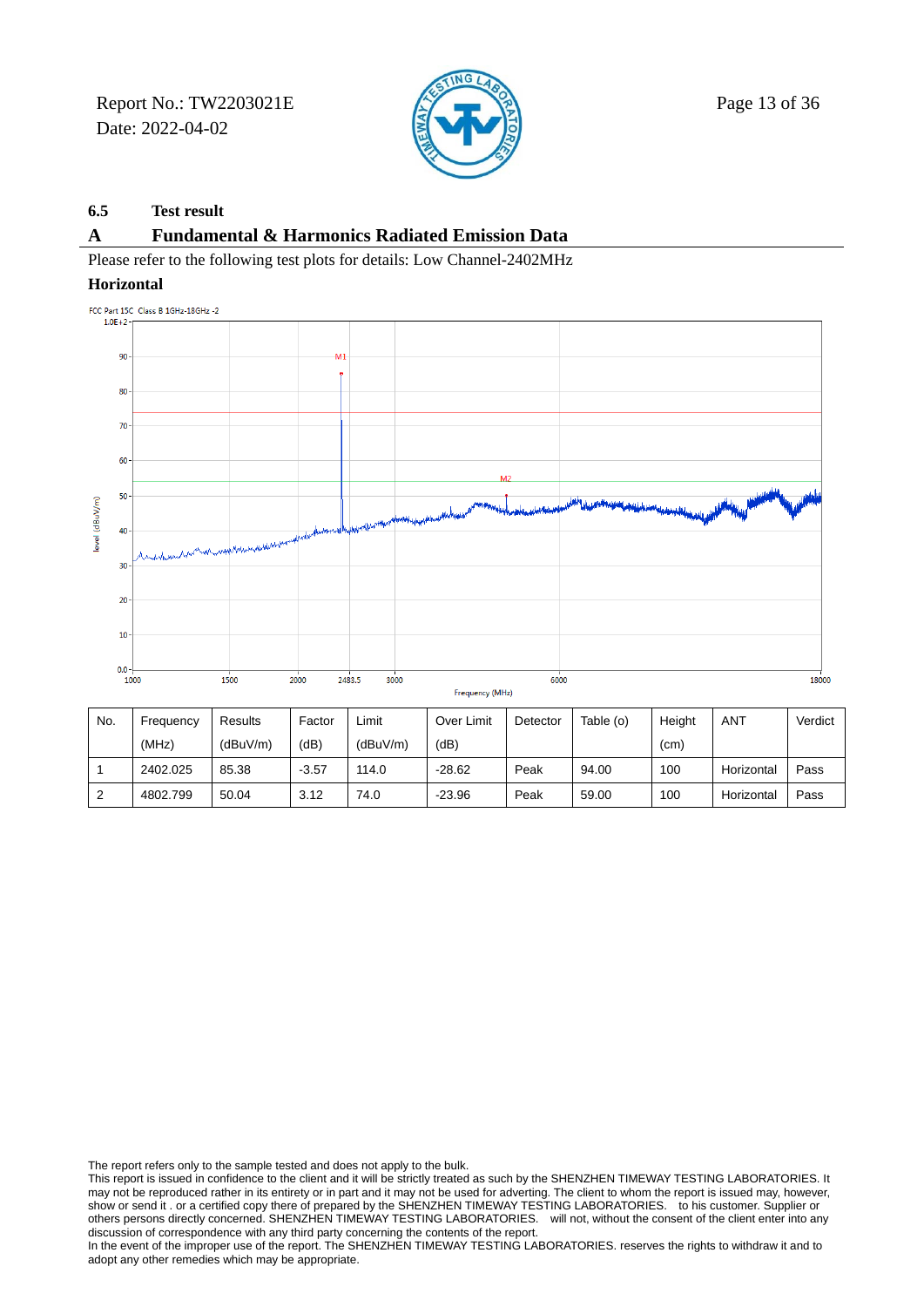## 6.5 Test result

## A Fundamental & Harmonics Radiated Emission Data

Please refer to the following test plots for details: Low Channel-2402MHz

**Horizontal**

| No. | Frequency (MHz) | Results (dBuV/m) | Factor (dB) | Limit (dBuV/m) | Over Limit (dB) | Detector | Table (o) | Height (cm) | ANT | Verdict |
|---|---|---|---|---|---|---|---|---|---|---|
| 1 | 2402.025 | 85.38 | -3.57 | 114.0 | -28.62 | Peak | 94.00 | 100 | Horizontal | Pass |
| 2 | 4802.799 | 50.04 | 3.12 | 74.0 | -23.96 | Peak | 59.00 | 100 | Horizontal | Pass |

The report refers only to the sample tested and does not apply to the bulk.
This report is issued in confidence to the client and it will be strictly treated as such by the SHENZHEN TIMEWAY TESTING LABORATORIES. It may not be reproduced rather in its entirety or in part and it may not be used for adverting. The client to whom the report is issued may, however, show or send it . or a certified copy there of prepared by the SHENZHEN TIMEWAY TESTING LABORATORIES. to his customer. Supplier or others persons directly concerned. SHENZHEN TIMEWAY TESTING LABORATORIES. will not, without the consent of the client enter into any discussion of correspondence with any third party concerning the contents of the report.
In the event of the improper use of the report. The SHENZHEN TIMEWAY TESTING LABORATORIES. reserves the rights to withdraw it and to adopt any other remedies which may be appropriate.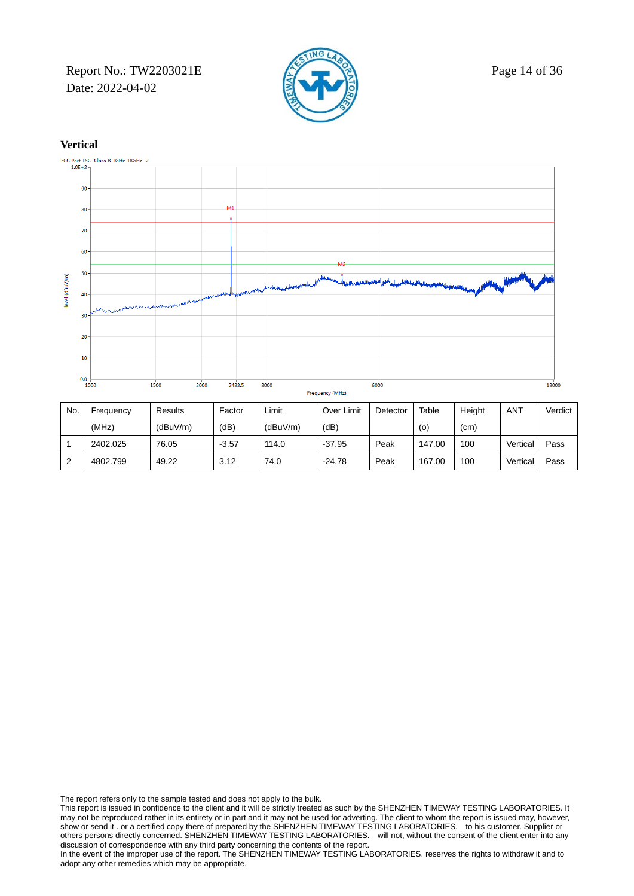**Vertical**

FCC Part 15C Class B 1GHz-18GHz -2

| No. | Frequency (MHz) | Results (dBuV/m) | Factor (dB) | Limit (dBuV/m) | Over Limit (dB) | Detector | Table (o) | Height (cm) | ANT | Verdict |
|---|---|---|---|---|---|---|---|---|---|---|
| 1 | 2402.025 | 76.05 | -3.57 | 114.0 | -37.95 | Peak | 147.00 | 100 | Vertical | Pass |
| 2 | 4802.799 | 49.22 | 3.12 | 74.0 | -24.78 | Peak | 167.00 | 100 | Vertical | Pass |

The report refers only to the sample tested and does not apply to the bulk.
This report is issued in confidence to the client and it will be strictly treated as such by the SHENZHEN TIMEWAY TESTING LABORATORIES. It may not be reproduced rather in its entirety or in part and it may not be used for adverting. The client to whom the report is issued may, however, show or send it . or a certified copy there of prepared by the SHENZHEN TIMEWAY TESTING LABORATORIES. to his customer. Supplier or others persons directly concerned. SHENZHEN TIMEWAY TESTING LABORATORIES. will not, without the consent of the client enter into any discussion of correspondence with any third party concerning the contents of the report.
In the event of the improper use of the report. The SHENZHEN TIMEWAY TESTING LABORATORIES. reserves the rights to withdraw it and to adopt any other remedies which may be appropriate.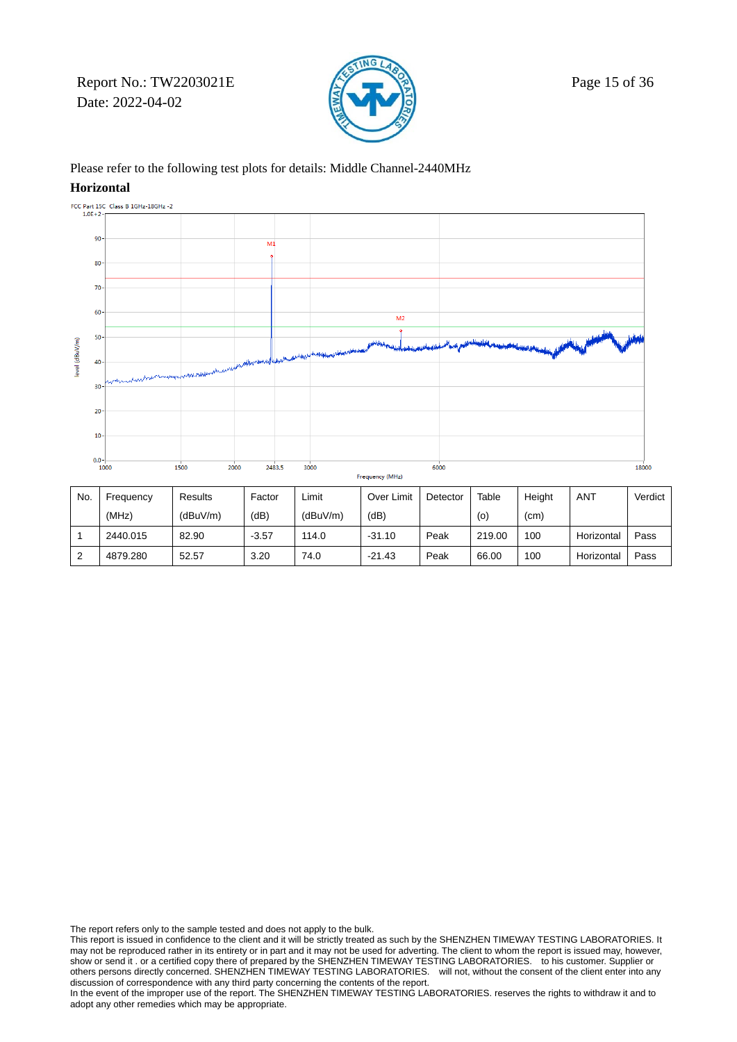Please refer to the following test plots for details: Middle Channel-2440MHz

**Horizontal**

| No. | Frequency (MHz) | Results (dBuV/m) | Factor (dB) | Limit (dBuV/m) | Over Limit (dB) | Detector | Table (o) | Height (cm) | ANT | Verdict |
|---|---|---|---|---|---|---|---|---|---|---|
| 1 | 2440.015 | 82.90 | -3.57 | 114.0 | -31.10 | Peak | 219.00 | 100 | Horizontal | Pass |
| 2 | 4879.280 | 52.57 | 3.20 | 74.0 | -21.43 | Peak | 66.00 | 100 | Horizontal | Pass |

The report refers only to the sample tested and does not apply to the bulk.
This report is issued in confidence to the client and it will be strictly treated as such by the SHENZHEN TIMEWAY TESTING LABORATORIES. It may not be reproduced rather in its entirety or in part and it may not be used for adverting. The client to whom the report is issued may, however, show or send it . or a certified copy there of prepared by the SHENZHEN TIMEWAY TESTING LABORATORIES. to his customer. Supplier or others persons directly concerned. SHENZHEN TIMEWAY TESTING LABORATORIES. will not, without the consent of the client enter into any discussion of correspondence with any third party concerning the contents of the report.
In the event of the improper use of the report. The SHENZHEN TIMEWAY TESTING LABORATORIES. reserves the rights to withdraw it and to adopt any other remedies which may be appropriate.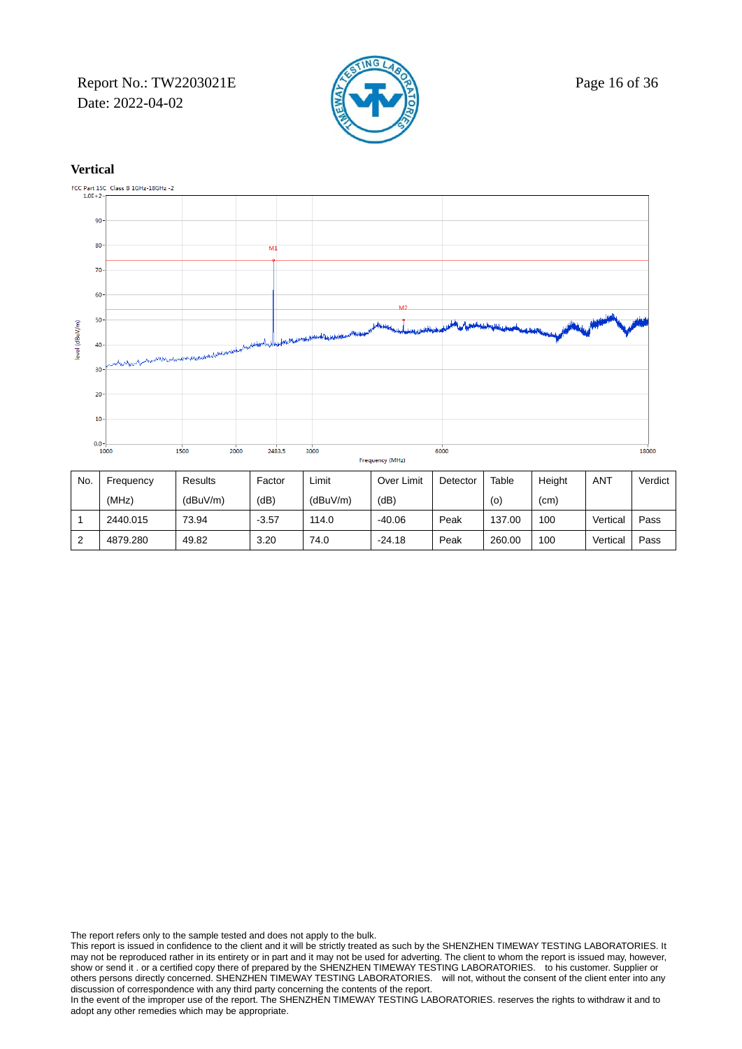**Vertical**

FCC Part 15C Class B 1GHz-18GHz -2

| No. | Frequency (MHz) | Results (dBuV/m) | Factor (dB) | Limit (dBuV/m) | Over Limit (dB) | Detector | Table (o) | Height (cm) | ANT | Verdict |
|---|---|---|---|---|---|---|---|---|---|---|
| 1 | 2440.015 | 73.94 | -3.57 | 114.0 | -40.06 | Peak | 137.00 | 100 | Vertical | Pass |
| 2 | 4879.280 | 49.82 | 3.20 | 74.0 | -24.18 | Peak | 260.00 | 100 | Vertical | Pass |

The report refers only to the sample tested and does not apply to the bulk.
This report is issued in confidence to the client and it will be strictly treated as such by the SHENZHEN TIMEWAY TESTING LABORATORIES. It may not be reproduced rather in its entirety or in part and it may not be used for adverting. The client to whom the report is issued may, however, show or send it . or a certified copy there of prepared by the SHENZHEN TIMEWAY TESTING LABORATORIES. to his customer. Supplier or others persons directly concerned. SHENZHEN TIMEWAY TESTING LABORATORIES. will not, without the consent of the client enter into any discussion of correspondence with any third party concerning the contents of the report.
In the event of the improper use of the report. The SHENZHEN TIMEWAY TESTING LABORATORIES. reserves the rights to withdraw it and to adopt any other remedies which may be appropriate.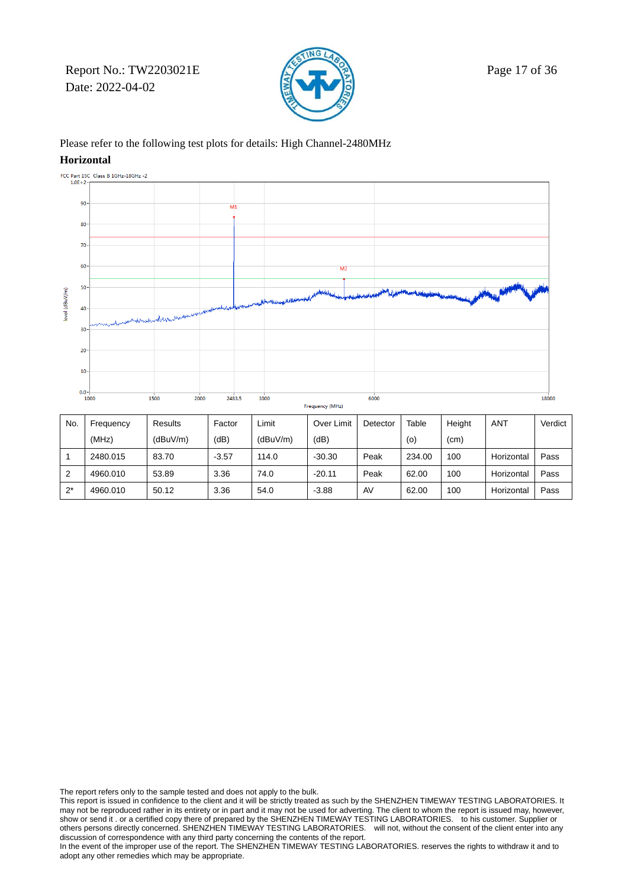Please refer to the following test plots for details: High Channel-2480MHz

**Horizontal**

| No. | Frequency (MHz) | Results (dBuV/m) | Factor (dB) | Limit (dBuV/m) | Over Limit (dB) | Detector | Table (o) | Height (cm) | ANT | Verdict |
|---|---|---|---|---|---|---|---|---|---|---|
| 1 | 2480.015 | 83.70 | -3.57 | 114.0 | -30.30 | Peak | 234.00 | 100 | Horizontal | Pass |
| 2 | 4960.010 | 53.89 | 3.36 | 74.0 | -20.11 | Peak | 62.00 | 100 | Horizontal | Pass |
| 2* | 4960.010 | 50.12 | 3.36 | 54.0 | -3.88 | AV | 62.00 | 100 | Horizontal | Pass |

The report refers only to the sample tested and does not apply to the bulk.
This report is issued in confidence to the client and it will be strictly treated as such by the SHENZHEN TIMEWAY TESTING LABORATORIES. It may not be reproduced rather in its entirety or in part and it may not be used for adverting. The client to whom the report is issued may, however, show or send it . or a certified copy there of prepared by the SHENZHEN TIMEWAY TESTING LABORATORIES. to his customer. Supplier or others persons directly concerned. SHENZHEN TIMEWAY TESTING LABORATORIES. will not, without the consent of the client enter into any discussion of correspondence with any third party concerning the contents of the report.
In the event of the improper use of the report. The SHENZHEN TIMEWAY TESTING LABORATORIES. reserves the rights to withdraw it and to adopt any other remedies which may be appropriate.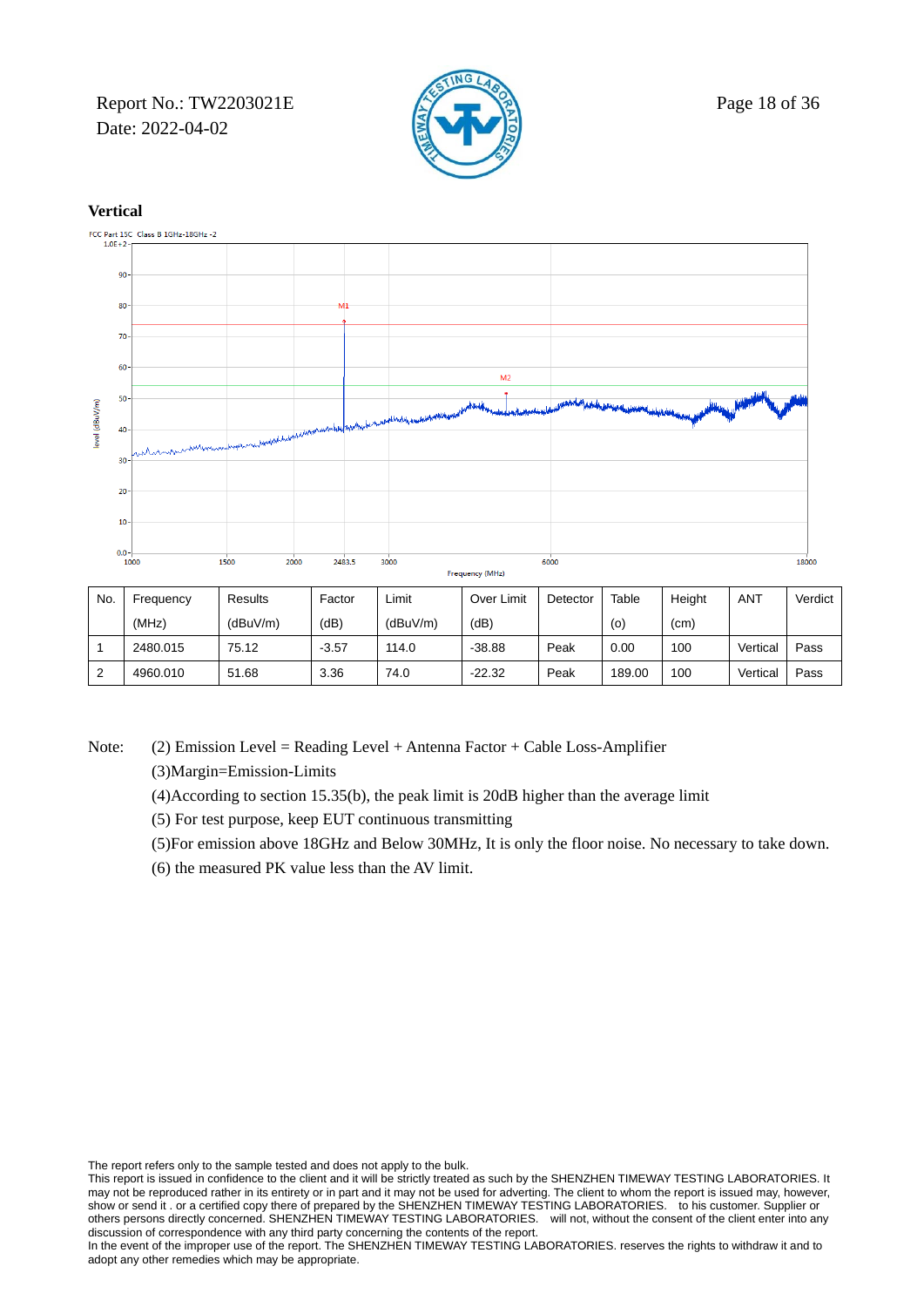**Vertical**

| No. | Frequency (MHz) | Results (dBuV/m) | Factor (dB) | Limit (dBuV/m) | Over Limit (dB) | Detector | Table (o) | Height (cm) | ANT | Verdict |
|---|---|---|---|---|---|---|---|---|---|---|
| 1 | 2480.015 | 75.12 | -3.57 | 114.0 | -38.88 | Peak | 0.00 | 100 | Vertical | Pass |
| 2 | 4960.010 | 51.68 | 3.36 | 74.0 | -22.32 | Peak | 189.00 | 100 | Vertical | Pass |

Note: (2) Emission Level = Reading Level + Antenna Factor + Cable Loss-Amplifier

(3)Margin=Emission-Limits

(4)According to section 15.35(b), the peak limit is 20dB higher than the average limit

(5) For test purpose, keep EUT continuous transmitting

(5)For emission above 18GHz and Below 30MHz, It is only the floor noise. No necessary to take down.

(6) the measured PK value less than the AV limit.

The report refers only to the sample tested and does not apply to the bulk.
This report is issued in confidence to the client and it will be strictly treated as such by the SHENZHEN TIMEWAY TESTING LABORATORIES. It may not be reproduced rather in its entirety or in part and it may not be used for adverting. The client to whom the report is issued may, however, show or send it . or a certified copy there of prepared by the SHENZHEN TIMEWAY TESTING LABORATORIES. to his customer. Supplier or others persons directly concerned. SHENZHEN TIMEWAY TESTING LABORATORIES. will not, without the consent of the client enter into any discussion of correspondence with any third party concerning the contents of the report.
In the event of the improper use of the report. The SHENZHEN TIMEWAY TESTING LABORATORIES. reserves the rights to withdraw it and to adopt any other remedies which may be appropriate.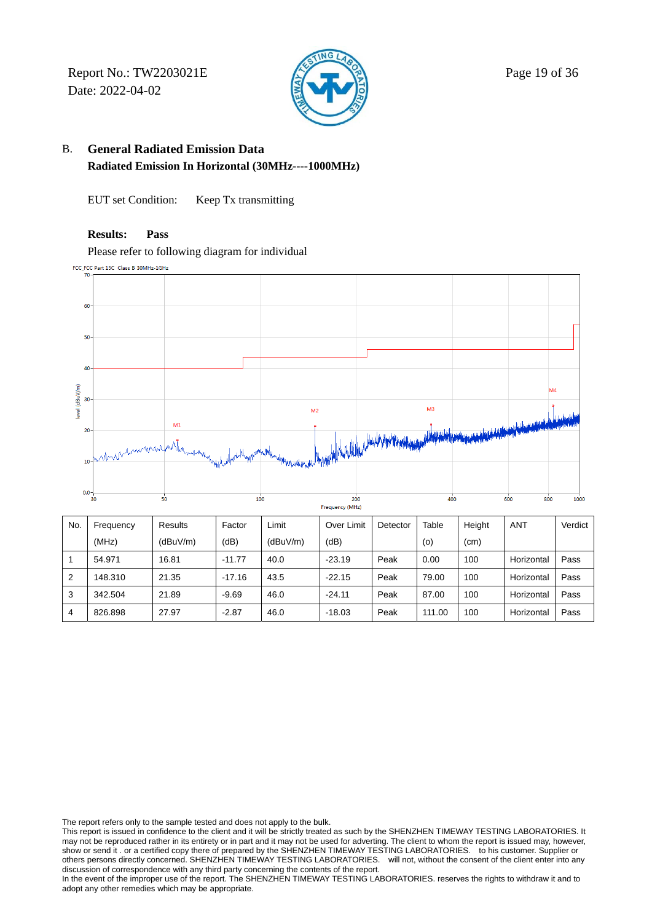B. **General Radiated Emission Data**

**Radiated Emission In Horizontal (30MHz----1000MHz)**

EUT set Condition: Keep Tx transmitting

**Results: Pass**

Please refer to following diagram for individual

| No. | Frequency (MHz) | Results (dBuV/m) | Factor (dB) | Limit (dBuV/m) | Over Limit (dB) | Detector | Table (o) | Height (cm) | ANT | Verdict |
|---|---|---|---|---|---|---|---|---|---|---|
| 1 | 54.971 | 16.81 | -11.77 | 40.0 | -23.19 | Peak | 0.00 | 100 | Horizontal | Pass |
| 2 | 148.310 | 21.35 | -17.16 | 43.5 | -22.15 | Peak | 79.00 | 100 | Horizontal | Pass |
| 3 | 342.504 | 21.89 | -9.69 | 46.0 | -24.11 | Peak | 87.00 | 100 | Horizontal | Pass |
| 4 | 826.898 | 27.97 | -2.87 | 46.0 | -18.03 | Peak | 111.00 | 100 | Horizontal | Pass |

The report refers only to the sample tested and does not apply to the bulk.
This report is issued in confidence to the client and it will be strictly treated as such by the SHENZHEN TIMEWAY TESTING LABORATORIES. It may not be reproduced rather in its entirety or in part and it may not be used for adverting. The client to whom the report is issued may, however, show or send it . or a certified copy there of prepared by the SHENZHEN TIMEWAY TESTING LABORATORIES. to his customer. Supplier or others persons directly concerned. SHENZHEN TIMEWAY TESTING LABORATORIES. will not, without the consent of the client enter into any discussion of correspondence with any third party concerning the contents of the report.
In the event of the improper use of the report. The SHENZHEN TIMEWAY TESTING LABORATORIES. reserves the rights to withdraw it and to adopt any other remedies which may be appropriate.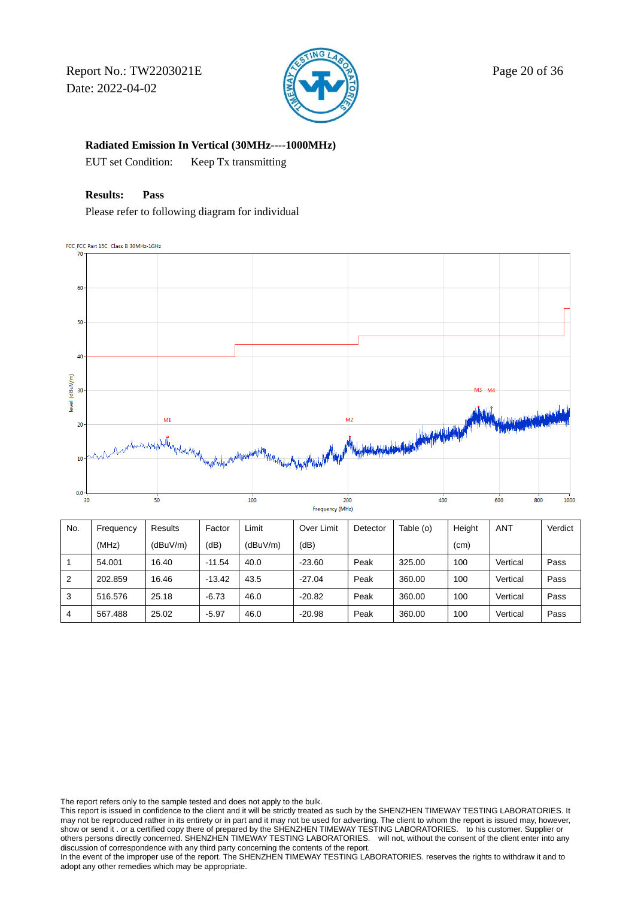**Radiated Emission In Vertical (30MHz----1000MHz)**

EUT set Condition: Keep Tx transmitting

**Results: Pass**

Please refer to following diagram for individual

| No. | Frequency (MHz) | Results (dBuV/m) | Factor (dB) | Limit (dBuV/m) | Over Limit (dB) | Detector | Table (o) | Height (cm) | ANT | Verdict |
|---|---|---|---|---|---|---|---|---|---|---|
| 1 | 54.001 | 16.40 | -11.54 | 40.0 | -23.60 | Peak | 325.00 | 100 | Vertical | Pass |
| 2 | 202.859 | 16.46 | -13.42 | 43.5 | -27.04 | Peak | 360.00 | 100 | Vertical | Pass |
| 3 | 516.576 | 25.18 | -6.73 | 46.0 | -20.82 | Peak | 360.00 | 100 | Vertical | Pass |
| 4 | 567.488 | 25.02 | -5.97 | 46.0 | -20.98 | Peak | 360.00 | 100 | Vertical | Pass |

The report refers only to the sample tested and does not apply to the bulk.
This report is issued in confidence to the client and it will be strictly treated as such by the SHENZHEN TIMEWAY TESTING LABORATORIES. It may not be reproduced rather in its entirety or in part and it may not be used for adverting. The client to whom the report is issued may, however, show or send it . or a certified copy there of prepared by the SHENZHEN TIMEWAY TESTING LABORATORIES. to his customer. Supplier or others persons directly concerned. SHENZHEN TIMEWAY TESTING LABORATORIES. will not, without the consent of the client enter into any discussion of correspondence with any third party concerning the contents of the report.
In the event of the improper use of the report. The SHENZHEN TIMEWAY TESTING LABORATORIES. reserves the rights to withdraw it and to adopt any other remedies which may be appropriate.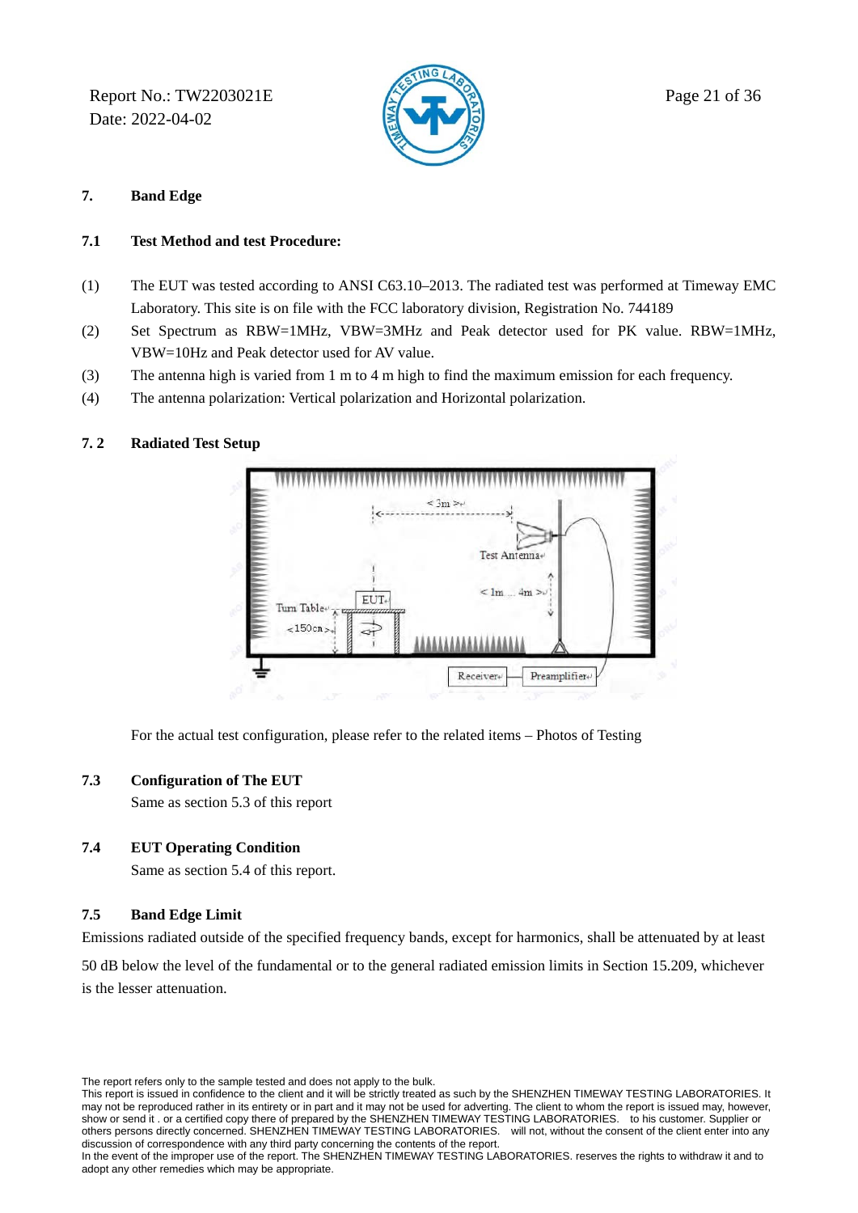## 7. Band Edge

### 7.1 Test Method and test Procedure:

(1) The EUT was tested according to ANSI C63.10–2013. The radiated test was performed at Timeway EMC Laboratory. This site is on file with the FCC laboratory division, Registration No. 744189

(2) Set Spectrum as RBW=1MHz, VBW=3MHz and Peak detector used for PK value. RBW=1MHz, VBW=10Hz and Peak detector used for AV value.

(3) The antenna high is varied from 1 m to 4 m high to find the maximum emission for each frequency.

(4) The antenna polarization: Vertical polarization and Horizontal polarization.

### 7. 2 Radiated Test Setup

For the actual test configuration, please refer to the related items – Photos of Testing

### 7.3 Configuration of The EUT

Same as section 5.3 of this report

### 7.4 EUT Operating Condition

Same as section 5.4 of this report.

### 7.5 Band Edge Limit

Emissions radiated outside of the specified frequency bands, except for harmonics, shall be attenuated by at least 50 dB below the level of the fundamental or to the general radiated emission limits in Section 15.209, whichever is the lesser attenuation.

The report refers only to the sample tested and does not apply to the bulk.
This report is issued in confidence to the client and it will be strictly treated as such by the SHENZHEN TIMEWAY TESTING LABORATORIES. It may not be reproduced rather in its entirety or in part and it may not be used for adverting. The client to whom the report is issued may, however, show or send it . or a certified copy there of prepared by the SHENZHEN TIMEWAY TESTING LABORATORIES. to his customer. Supplier or others persons directly concerned. SHENZHEN TIMEWAY TESTING LABORATORIES. will not, without the consent of the client enter into any discussion of correspondence with any third party concerning the contents of the report.
In the event of the improper use of the report. The SHENZHEN TIMEWAY TESTING LABORATORIES. reserves the rights to withdraw it and to adopt any other remedies which may be appropriate.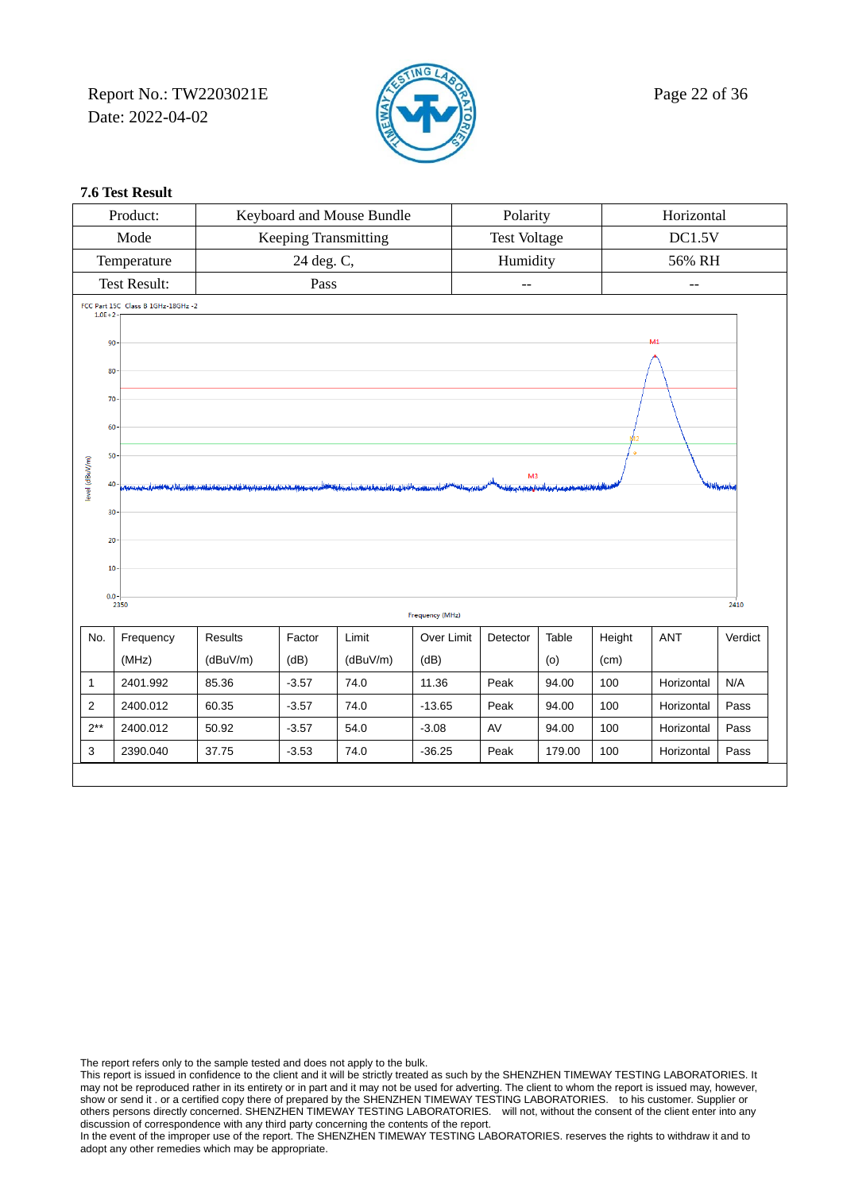### 7.6 Test Result

| Product: | Keyboard and Mouse Bundle | Polarity | Horizontal |
|---|---|---|---|
| Mode | Keeping Transmitting | Test Voltage | DC1.5V |
| Temperature | 24 deg. C, | Humidity | 56% RH |
| Test Result: | Pass | -- | -- |

FCC Part 15C Class B 1GHz-18GHz -2

| No. | Frequency (MHz) | Results (dBuV/m) | Factor (dB) | Limit (dBuV/m) | Over Limit (dB) | Detector | Table (o) | Height (cm) | ANT | Verdict |
|---|---|---|---|---|---|---|---|---|---|---|
| 1 | 2401.992 | 85.36 | -3.57 | 74.0 | 11.36 | Peak | 94.00 | 100 | Horizontal | N/A |
| 2 | 2400.012 | 60.35 | -3.57 | 74.0 | -13.65 | Peak | 94.00 | 100 | Horizontal | Pass |
| 2** | 2400.012 | 50.92 | -3.57 | 54.0 | -3.08 | AV | 94.00 | 100 | Horizontal | Pass |
| 3 | 2390.040 | 37.75 | -3.53 | 74.0 | -36.25 | Peak | 179.00 | 100 | Horizontal | Pass |

The report refers only to the sample tested and does not apply to the bulk.
This report is issued in confidence to the client and it will be strictly treated as such by the SHENZHEN TIMEWAY TESTING LABORATORIES. It may not be reproduced rather in its entirety or in part and it may not be used for adverting. The client to whom the report is issued may, however, show or send it . or a certified copy there of prepared by the SHENZHEN TIMEWAY TESTING LABORATORIES. to his customer. Supplier or others persons directly concerned. SHENZHEN TIMEWAY TESTING LABORATORIES. will not, without the consent of the client enter into any discussion of correspondence with any third party concerning the contents of the report.
In the event of the improper use of the report. The SHENZHEN TIMEWAY TESTING LABORATORIES. reserves the rights to withdraw it and to adopt any other remedies which may be appropriate.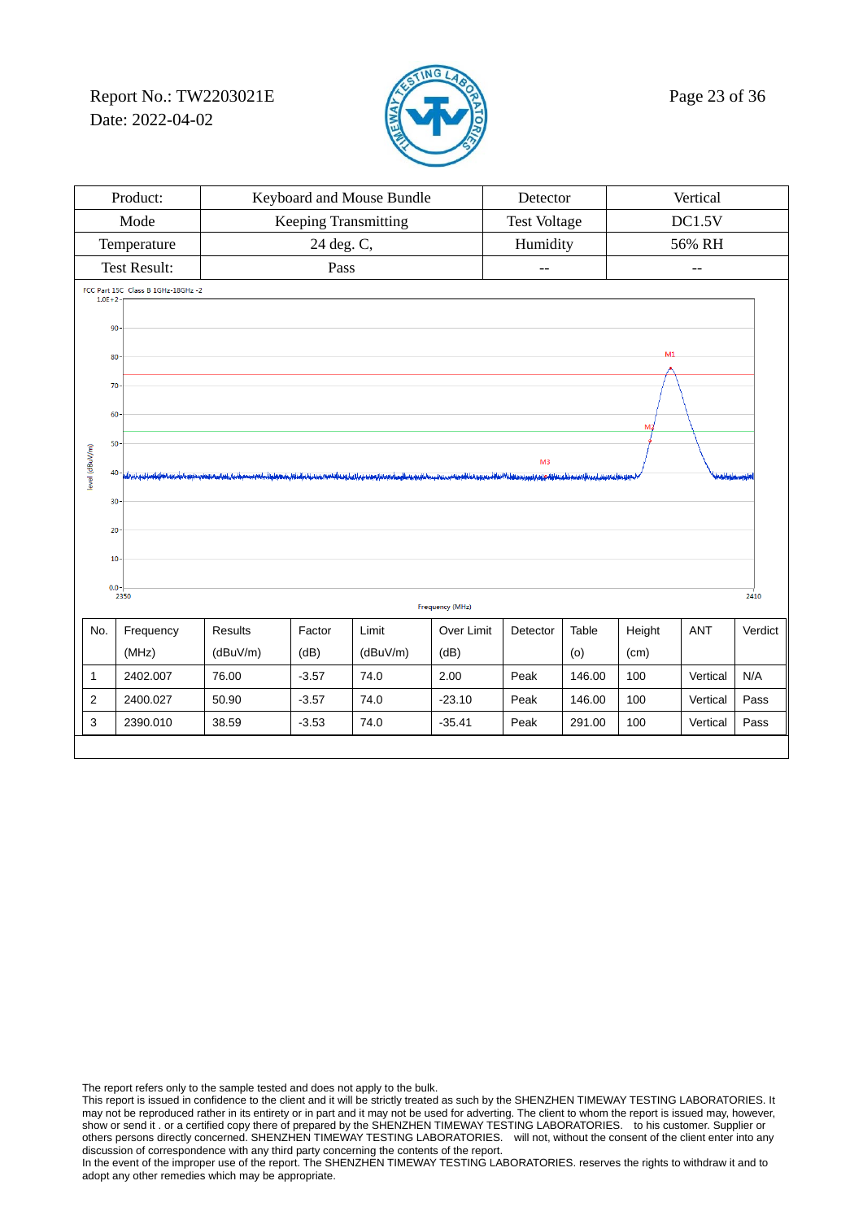Report No.: TW2203021E
Date: 2022-04-02

| Product: | Keyboard and Mouse Bundle | Detector | Vertical |
|---|---|---|---|
| Mode | Keeping Transmitting | Test Voltage | DC1.5V |
| Temperature | 24 deg. C, | Humidity | 56% RH |
| Test Result: | Pass | -- | -- |

FCC Part 15C Class B 1GHz-18GHz -2

| No. | Frequency (MHz) | Results (dBuV/m) | Factor (dB) | Limit (dBuV/m) | Over Limit (dB) | Detector | Table (o) | Height (cm) | ANT | Verdict |
|---|---|---|---|---|---|---|---|---|---|---|
| 1 | 2402.007 | 76.00 | -3.57 | 74.0 | 2.00 | Peak | 146.00 | 100 | Vertical | N/A |
| 2 | 2400.027 | 50.90 | -3.57 | 74.0 | -23.10 | Peak | 146.00 | 100 | Vertical | Pass |
| 3 | 2390.010 | 38.59 | -3.53 | 74.0 | -35.41 | Peak | 291.00 | 100 | Vertical | Pass |

The report refers only to the sample tested and does not apply to the bulk.
This report is issued in confidence to the client and it will be strictly treated as such by the SHENZHEN TIMEWAY TESTING LABORATORIES. It may not be reproduced rather in its entirety or in part and it may not be used for adverting. The client to whom the report is issued may, however, show or send it . or a certified copy there of prepared by the SHENZHEN TIMEWAY TESTING LABORATORIES. to his customer. Supplier or others persons directly concerned. SHENZHEN TIMEWAY TESTING LABORATORIES. will not, without the consent of the client enter into any discussion of correspondence with any third party concerning the contents of the report.
In the event of the improper use of the report. The SHENZHEN TIMEWAY TESTING LABORATORIES. reserves the rights to withdraw it and to adopt any other remedies which may be appropriate.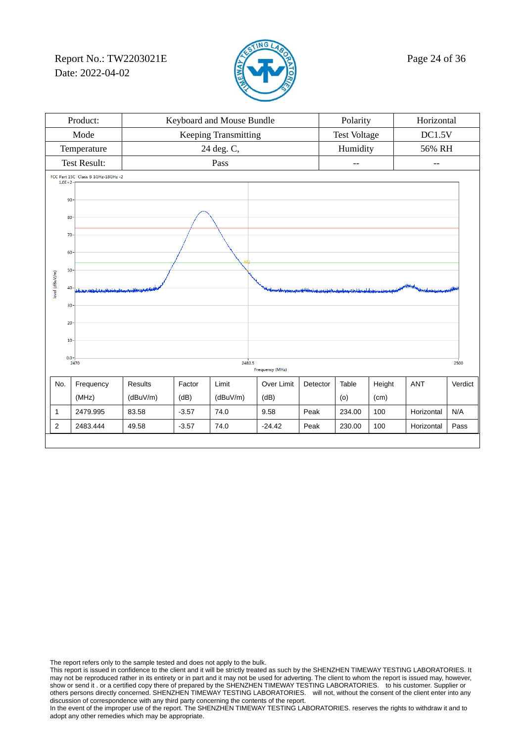| Product: | Keyboard and Mouse Bundle | Polarity | Horizontal |
|---|---|---|---|
| Mode | Keeping Transmitting | Test Voltage | DC1.5V |
| Temperature | 24 deg. C, | Humidity | 56% RH |
| Test Result: | Pass | -- | -- |

FCC Part 15C Class B 1GHz-18GHz -2

| No. | Frequency (MHz) | Results (dBuV/m) | Factor (dB) | Limit (dBuV/m) | Over Limit (dB) | Detector | Table (o) | Height (cm) | ANT | Verdict |
|---|---|---|---|---|---|---|---|---|---|---|
| 1 | 2479.995 | 83.58 | -3.57 | 74.0 | 9.58 | Peak | 234.00 | 100 | Horizontal | N/A |
| 2 | 2483.444 | 49.58 | -3.57 | 74.0 | -24.42 | Peak | 230.00 | 100 | Horizontal | Pass |

The report refers only to the sample tested and does not apply to the bulk.
This report is issued in confidence to the client and it will be strictly treated as such by the SHENZHEN TIMEWAY TESTING LABORATORIES. It may not be reproduced rather in its entirety or in part and it may not be used for adverting. The client to whom the report is issued may, however, show or send it . or a certified copy there of prepared by the SHENZHEN TIMEWAY TESTING LABORATORIES. to his customer. Supplier or others persons directly concerned. SHENZHEN TIMEWAY TESTING LABORATORIES. will not, without the consent of the client enter into any discussion of correspondence with any third party concerning the contents of the report.
In the event of the improper use of the report. The SHENZHEN TIMEWAY TESTING LABORATORIES. reserves the rights to withdraw it and to adopt any other remedies which may be appropriate.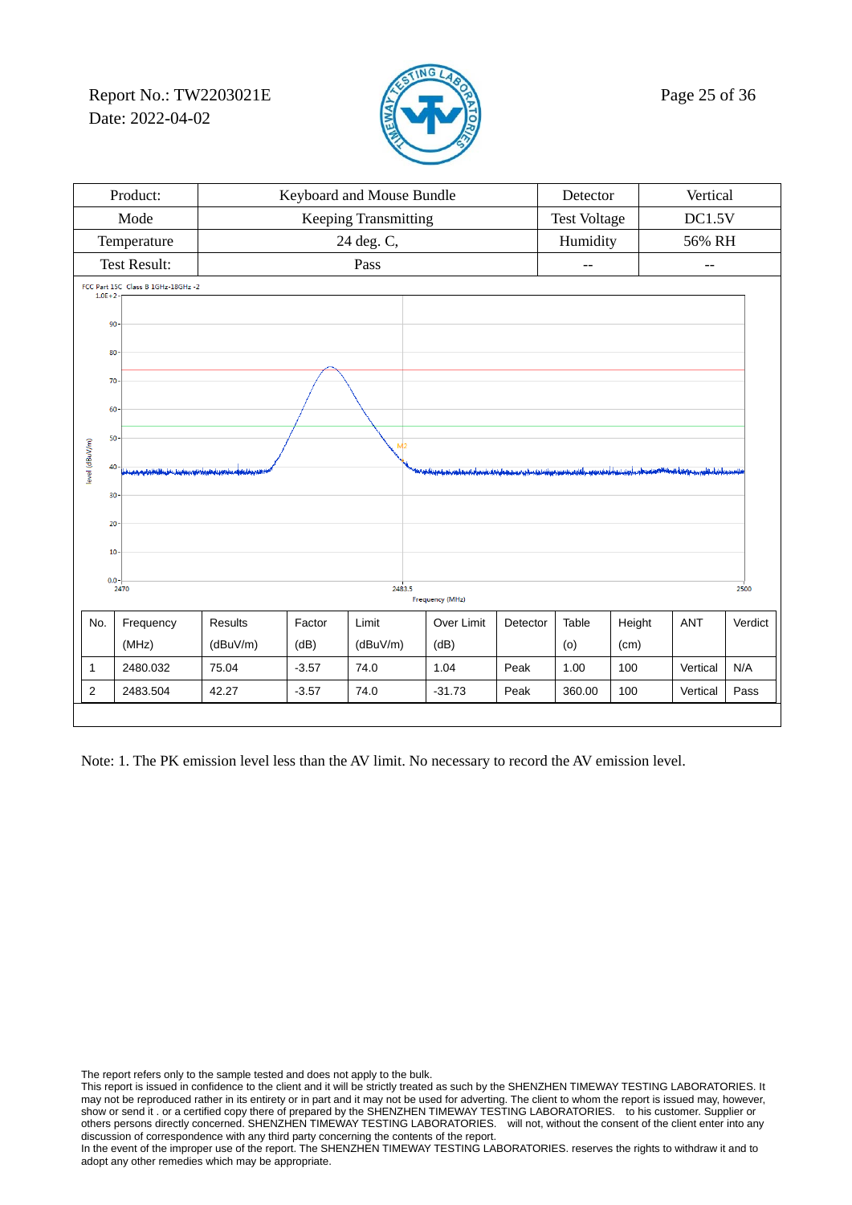| Product: | Keyboard and Mouse Bundle | Detector | Vertical |
|---|---|---|---|
| Mode | Keeping Transmitting | Test Voltage | DC1.5V |
| Temperature | 24 deg. C, | Humidity | 56% RH |
| Test Result: | Pass | -- | -- |

FCC Part 15C Class B 1GHz-18GHz -2

| No. | Frequency (MHz) | Results (dBuV/m) | Factor (dB) | Limit (dBuV/m) | Over Limit (dB) | Detector | Table (o) | Height (cm) | ANT | Verdict |
|---|---|---|---|---|---|---|---|---|---|---|
| 1 | 2480.032 | 75.04 | -3.57 | 74.0 | 1.04 | Peak | 1.00 | 100 | Vertical | N/A |
| 2 | 2483.504 | 42.27 | -3.57 | 74.0 | -31.73 | Peak | 360.00 | 100 | Vertical | Pass |

Note: 1. The PK emission level less than the AV limit. No necessary to record the AV emission level.

The report refers only to the sample tested and does not apply to the bulk.
This report is issued in confidence to the client and it will be strictly treated as such by the SHENZHEN TIMEWAY TESTING LABORATORIES. It may not be reproduced rather in its entirety or in part and it may not be used for adverting. The client to whom the report is issued may, however, show or send it . or a certified copy there of prepared by the SHENZHEN TIMEWAY TESTING LABORATORIES. to his customer. Supplier or others persons directly concerned. SHENZHEN TIMEWAY TESTING LABORATORIES. will not, without the consent of the client enter into any discussion of correspondence with any third party concerning the contents of the report.
In the event of the improper use of the report. The SHENZHEN TIMEWAY TESTING LABORATORIES. reserves the rights to withdraw it and to adopt any other remedies which may be appropriate.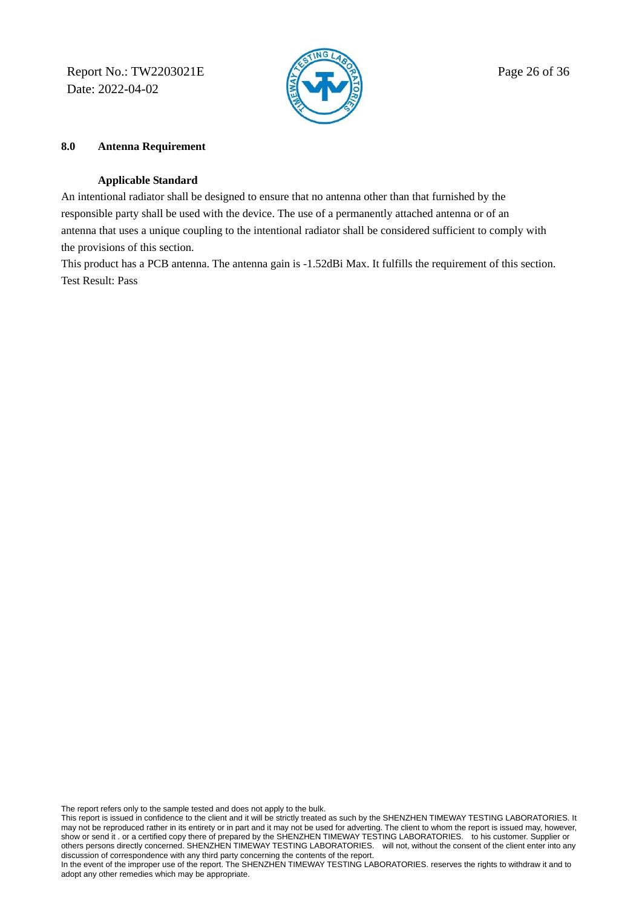## 8.0 Antenna Requirement

### Applicable Standard

An intentional radiator shall be designed to ensure that no antenna other than that furnished by the responsible party shall be used with the device. The use of a permanently attached antenna or of an antenna that uses a unique coupling to the intentional radiator shall be considered sufficient to comply with the provisions of this section.

This product has a PCB antenna. The antenna gain is -1.52dBi Max. It fulfills the requirement of this section.

Test Result: Pass

The report refers only to the sample tested and does not apply to the bulk.

This report is issued in confidence to the client and it will be strictly treated as such by the SHENZHEN TIMEWAY TESTING LABORATORIES. It may not be reproduced rather in its entirety or in part and it may not be used for adverting. The client to whom the report is issued may, however, show or send it . or a certified copy there of prepared by the SHENZHEN TIMEWAY TESTING LABORATORIES. to his customer. Supplier or others persons directly concerned. SHENZHEN TIMEWAY TESTING LABORATORIES. will not, without the consent of the client enter into any discussion of correspondence with any third party concerning the contents of the report.

In the event of the improper use of the report. The SHENZHEN TIMEWAY TESTING LABORATORIES. reserves the rights to withdraw it and to adopt any other remedies which may be appropriate.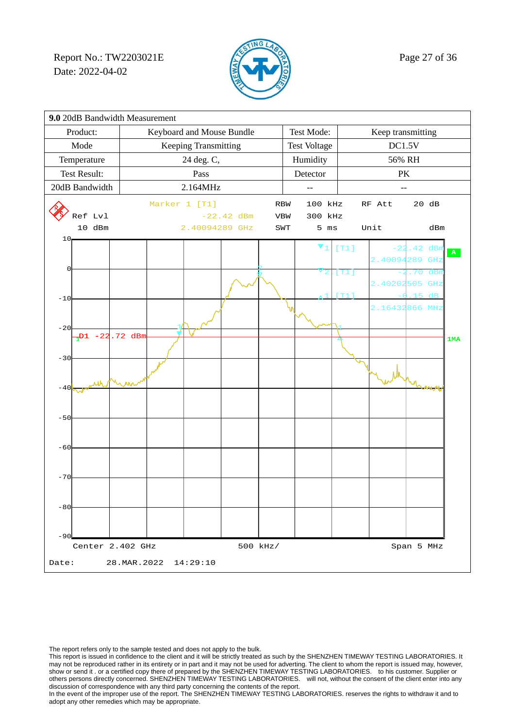| **9.0** 20dB Bandwidth Measurement | | | |
|---|---|---|---|
| Product: | Keyboard and Mouse Bundle | Test Mode: | Keep transmitting |
| Mode | Keeping Transmitting | Test Voltage | DC1.5V |
| Temperature | 24 deg. C, | Humidity | 56% RH |
| Test Result: | Pass | Detector | PK |
| 20dB Bandwidth | 2.164MHz | -- | -- |

Marker 1 [T1] -22.42 dBm 2.40094289 GHz

Ref Lvl 10 dBm

RBW 100 kHz, VBW 300 kHz, SWT 5 ms

RF Att 20 dB, Unit dBm

▼1 [T1] -22.42 dBm 2.40094289 GHz

▽2 [T1] -2.70 dBm 2.40202505 GHz

Δ1 [T1] -0.15 dB 2.16432866 MHz

D1 -22.72 dBm

A

1MA

Center 2.402 GHz — 500 kHz/ — Span 5 MHz

Date: 28.MAR.2022 14:29:10

The report refers only to the sample tested and does not apply to the bulk.
This report is issued in confidence to the client and it will be strictly treated as such by the SHENZHEN TIMEWAY TESTING LABORATORIES. It may not be reproduced rather in its entirety or in part and it may not be used for adverting. The client to whom the report is issued may, however, show or send it . or a certified copy there of prepared by the SHENZHEN TIMEWAY TESTING LABORATORIES. to his customer. Supplier or others persons directly concerned. SHENZHEN TIMEWAY TESTING LABORATORIES. will not, without the consent of the client enter into any discussion of correspondence with any third party concerning the contents of the report.
In the event of the improper use of the report. The SHENZHEN TIMEWAY TESTING LABORATORIES. reserves the rights to withdraw it and to adopt any other remedies which may be appropriate.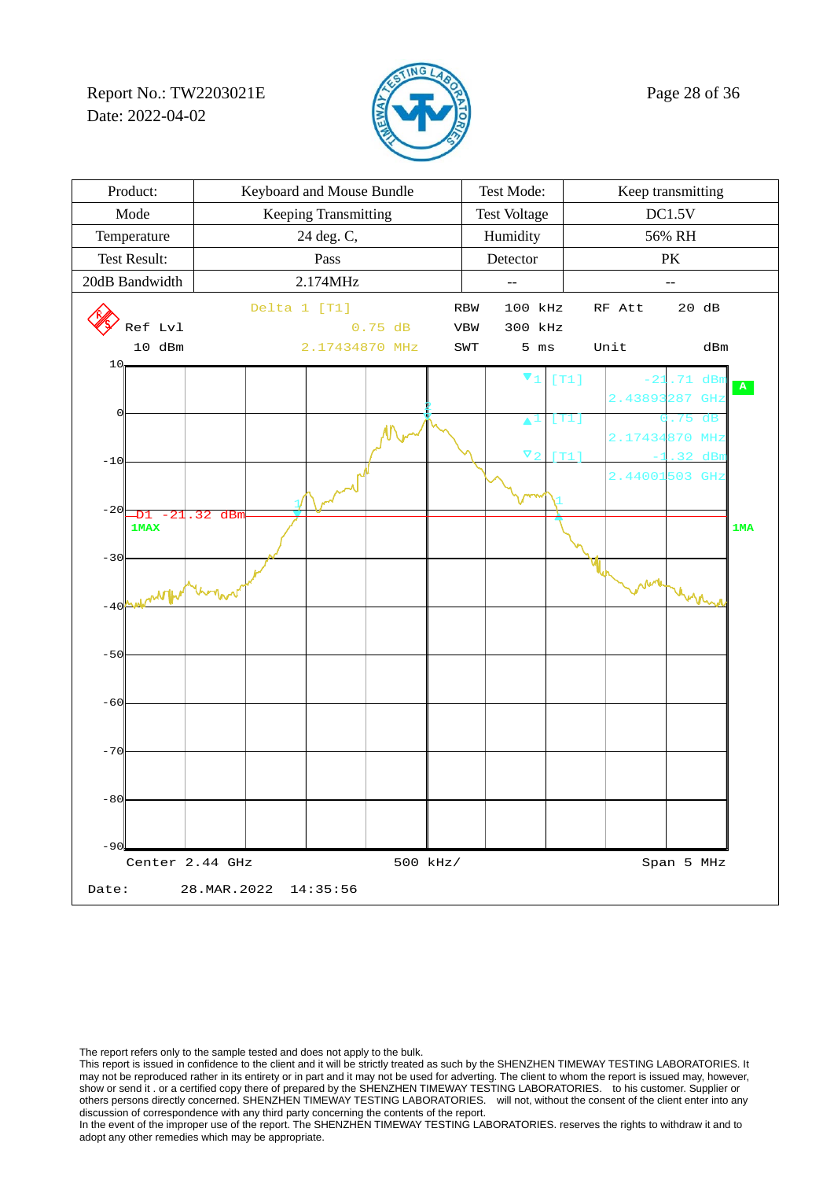| Product: | Keyboard and Mouse Bundle | Test Mode: | Keep transmitting |
|---|---|---|---|
| Mode | Keeping Transmitting | Test Voltage | DC1.5V |
| Temperature | 24 deg. C, | Humidity | 56% RH |
| Test Result: | Pass | Detector | PK |
| 20dB Bandwidth | 2.174MHz | -- | -- |

Delta 1 [T1] 0.75 dB 2.17434870 MHz

Ref Lvl 10 dBm

RBW 100 kHz RF Att 20 dB

VBW 300 kHz

SWT 5 ms Unit dBm

▼1 [T1] -21.71 dBm 2.43893287 GHz

▲1 [T1] 0.75 dB 2.17434870 MHz

▽2 [T1] -1.32 dBm 2.44001503 GHz

D1 -21.32 dBm

1MAX

1MA

A

Center 2.44 GHz 500 kHz/ Span 5 MHz

Date: 28.MAR.2022 14:35:56

The report refers only to the sample tested and does not apply to the bulk.
This report is issued in confidence to the client and it will be strictly treated as such by the SHENZHEN TIMEWAY TESTING LABORATORIES. It may not be reproduced rather in its entirety or in part and it may not be used for adverting. The client to whom the report is issued may, however, show or send it . or a certified copy there of prepared by the SHENZHEN TIMEWAY TESTING LABORATORIES. to his customer. Supplier or others persons directly concerned. SHENZHEN TIMEWAY TESTING LABORATORIES. will not, without the consent of the client enter into any discussion of correspondence with any third party concerning the contents of the report.
In the event of the improper use of the report. The SHENZHEN TIMEWAY TESTING LABORATORIES. reserves the rights to withdraw it and to adopt any other remedies which may be appropriate.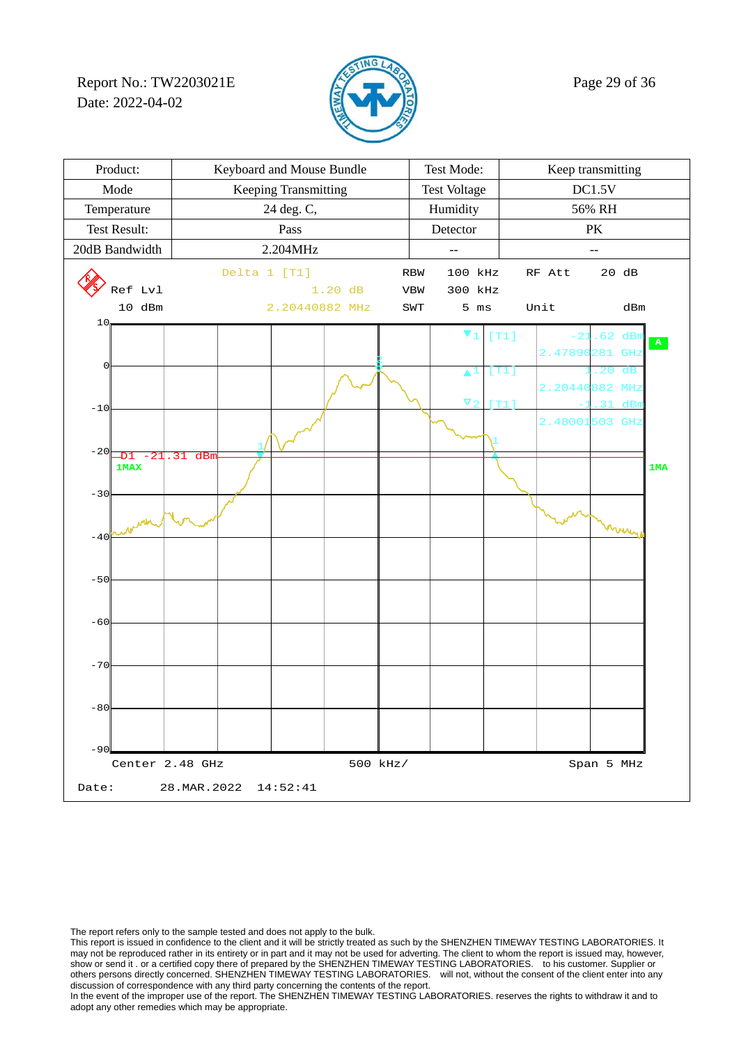| Product: | Keyboard and Mouse Bundle | Test Mode: | Keep transmitting |
|---|---|---|---|
| Mode | Keeping Transmitting | Test Voltage | DC1.5V |
| Temperature | 24 deg. C, | Humidity | 56% RH |
| Test Result: | Pass | Detector | PK |
| 20dB Bandwidth | 2.204MHz | -- | -- |

```
                    Delta 1 [T1]              RBW    100 kHz    RF Att    20 dB
Ref Lvl                     1.20 dB           VBW    300 kHz
10 dBm                  2.20440882 MHz        SWT      5 ms     Unit        dBm

▼1 [T1]    -21.62 dBm
           2.47890281 GHz
▲1 [T1]      1.20 dB
           2.20440882 MHz
▽2 [T1]     -1.31 dBm
           2.48001503 GHz

D1 -21.31 dBm
1MAX                                                              1MA

Center 2.48 GHz            500 kHz/                  Span 5 MHz

Date:      28.MAR.2022   14:52:41
```

The report refers only to the sample tested and does not apply to the bulk.
This report is issued in confidence to the client and it will be strictly treated as such by the SHENZHEN TIMEWAY TESTING LABORATORIES. It may not be reproduced rather in its entirety or in part and it may not be used for adverting. The client to whom the report is issued may, however, show or send it . or a certified copy there of prepared by the SHENZHEN TIMEWAY TESTING LABORATORIES. to his customer. Supplier or others persons directly concerned. SHENZHEN TIMEWAY TESTING LABORATORIES. will not, without the consent of the client enter into any discussion of correspondence with any third party concerning the contents of the report.
In the event of the improper use of the report. The SHENZHEN TIMEWAY TESTING LABORATORIES. reserves the rights to withdraw it and to adopt any other remedies which may be appropriate.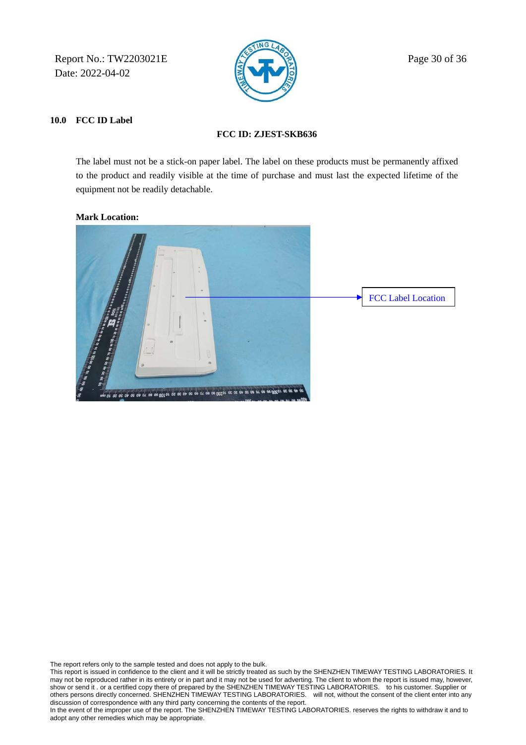## 10.0 FCC ID Label

**FCC ID: ZJEST-SKB636**

The label must not be a stick-on paper label. The label on these products must be permanently affixed to the product and readily visible at the time of purchase and must last the expected lifetime of the equipment not be readily detachable.

**Mark Location:**

FCC Label Location

The report refers only to the sample tested and does not apply to the bulk.
This report is issued in confidence to the client and it will be strictly treated as such by the SHENZHEN TIMEWAY TESTING LABORATORIES. It may not be reproduced rather in its entirety or in part and it may not be used for adverting. The client to whom the report is issued may, however, show or send it . or a certified copy there of prepared by the SHENZHEN TIMEWAY TESTING LABORATORIES. to his customer. Supplier or others persons directly concerned. SHENZHEN TIMEWAY TESTING LABORATORIES. will not, without the consent of the client enter into any discussion of correspondence with any third party concerning the contents of the report.
In the event of the improper use of the report. The SHENZHEN TIMEWAY TESTING LABORATORIES. reserves the rights to withdraw it and to adopt any other remedies which may be appropriate.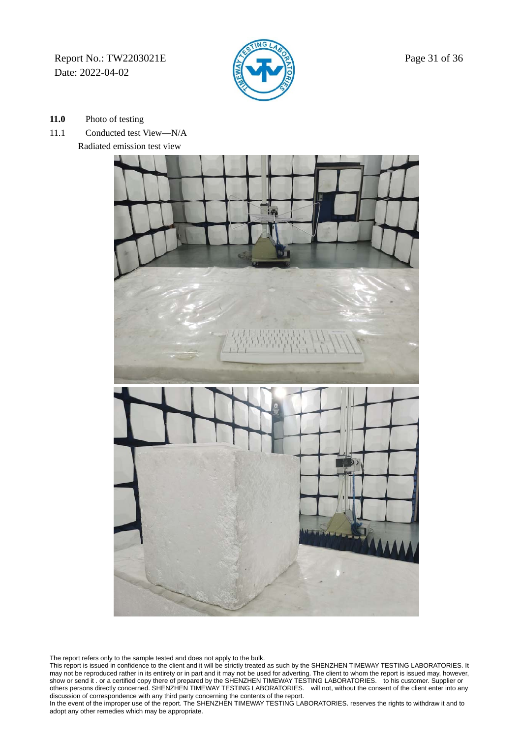**11.0** Photo of testing

11.1 Conducted test View—N/A

Radiated emission test view

The report refers only to the sample tested and does not apply to the bulk.
This report is issued in confidence to the client and it will be strictly treated as such by the SHENZHEN TIMEWAY TESTING LABORATORIES. It may not be reproduced rather in its entirety or in part and it may not be used for adverting. The client to whom the report is issued may, however, show or send it . or a certified copy there of prepared by the SHENZHEN TIMEWAY TESTING LABORATORIES. to his customer. Supplier or others persons directly concerned. SHENZHEN TIMEWAY TESTING LABORATORIES. will not, without the consent of the client enter into any discussion of correspondence with any third party concerning the contents of the report.
In the event of the improper use of the report. The SHENZHEN TIMEWAY TESTING LABORATORIES. reserves the rights to withdraw it and to adopt any other remedies which may be appropriate.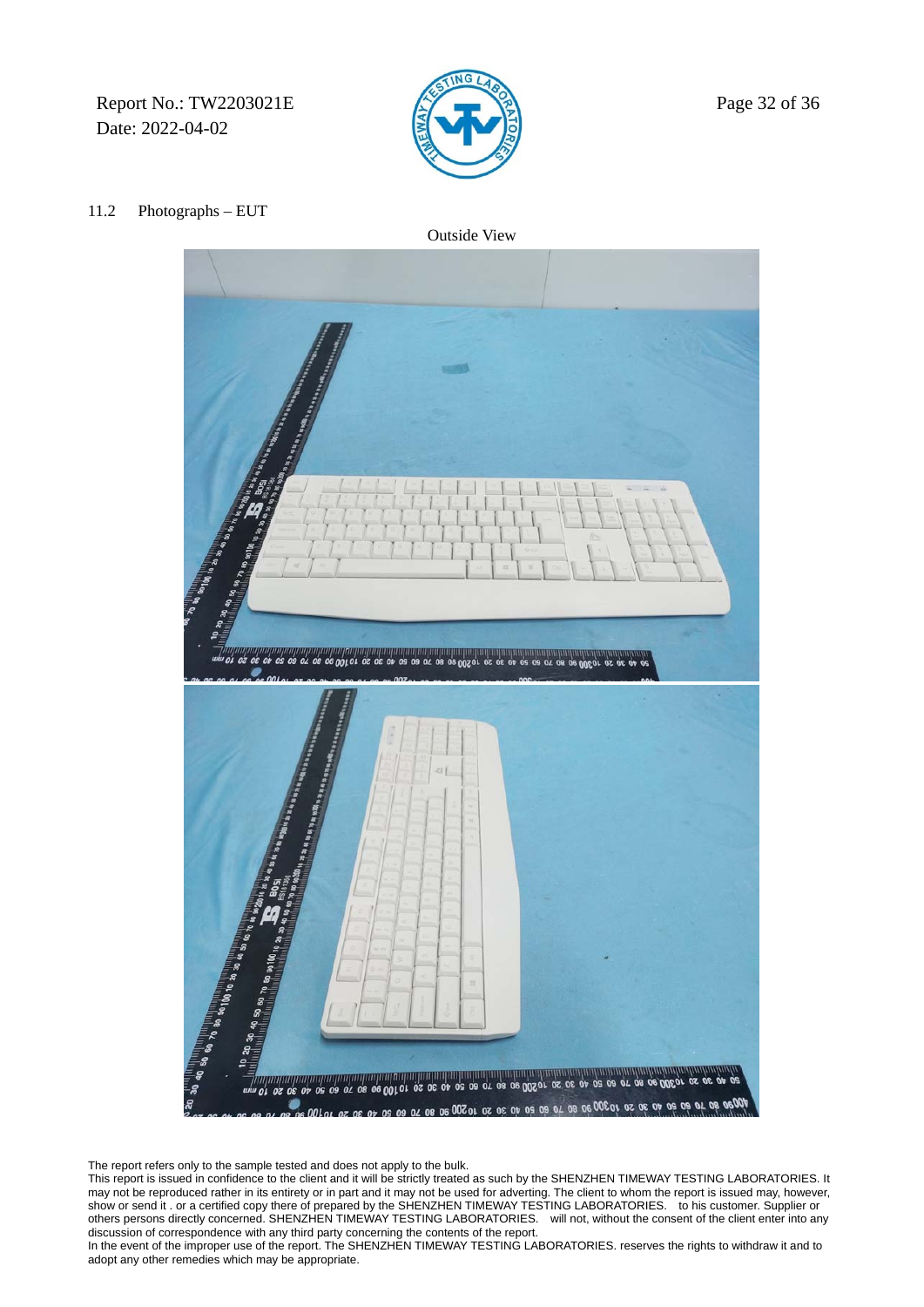## 11.2 Photographs – EUT

Outside View

The report refers only to the sample tested and does not apply to the bulk.

This report is issued in confidence to the client and it will be strictly treated as such by the SHENZHEN TIMEWAY TESTING LABORATORIES. It may not be reproduced rather in its entirety or in part and it may not be used for adverting. The client to whom the report is issued may, however, show or send it . or a certified copy there of prepared by the SHENZHEN TIMEWAY TESTING LABORATORIES. to his customer. Supplier or others persons directly concerned. SHENZHEN TIMEWAY TESTING LABORATORIES. will not, without the consent of the client enter into any discussion of correspondence with any third party concerning the contents of the report.

In the event of the improper use of the report. The SHENZHEN TIMEWAY TESTING LABORATORIES. reserves the rights to withdraw it and to adopt any other remedies which may be appropriate.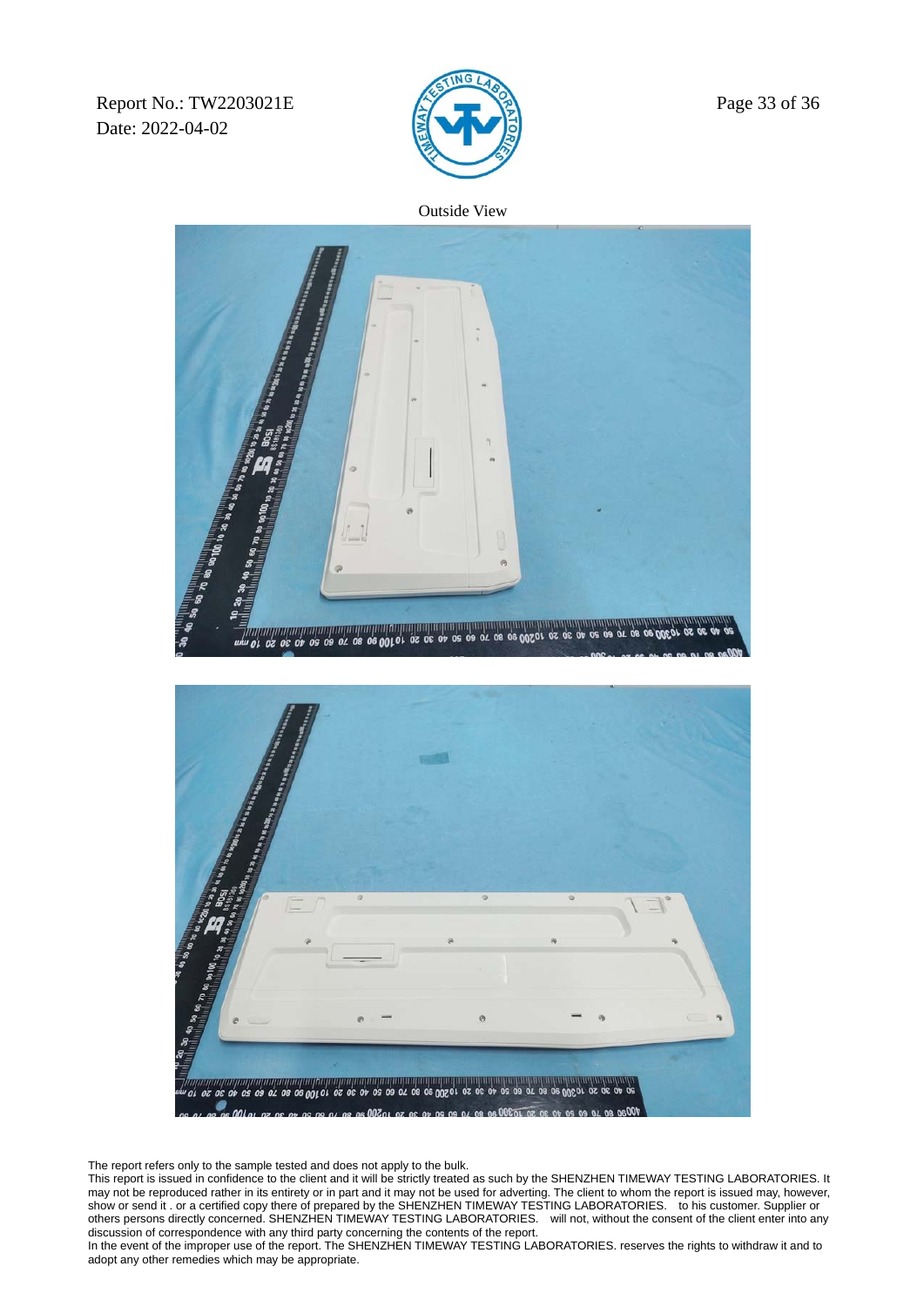Outside View

The report refers only to the sample tested and does not apply to the bulk.
This report is issued in confidence to the client and it will be strictly treated as such by the SHENZHEN TIMEWAY TESTING LABORATORIES. It may not be reproduced rather in its entirety or in part and it may not be used for adverting. The client to whom the report is issued may, however, show or send it . or a certified copy there of prepared by the SHENZHEN TIMEWAY TESTING LABORATORIES. to his customer. Supplier or others persons directly concerned. SHENZHEN TIMEWAY TESTING LABORATORIES. will not, without the consent of the client enter into any discussion of correspondence with any third party concerning the contents of the report.
In the event of the improper use of the report. The SHENZHEN TIMEWAY TESTING LABORATORIES. reserves the rights to withdraw it and to adopt any other remedies which may be appropriate.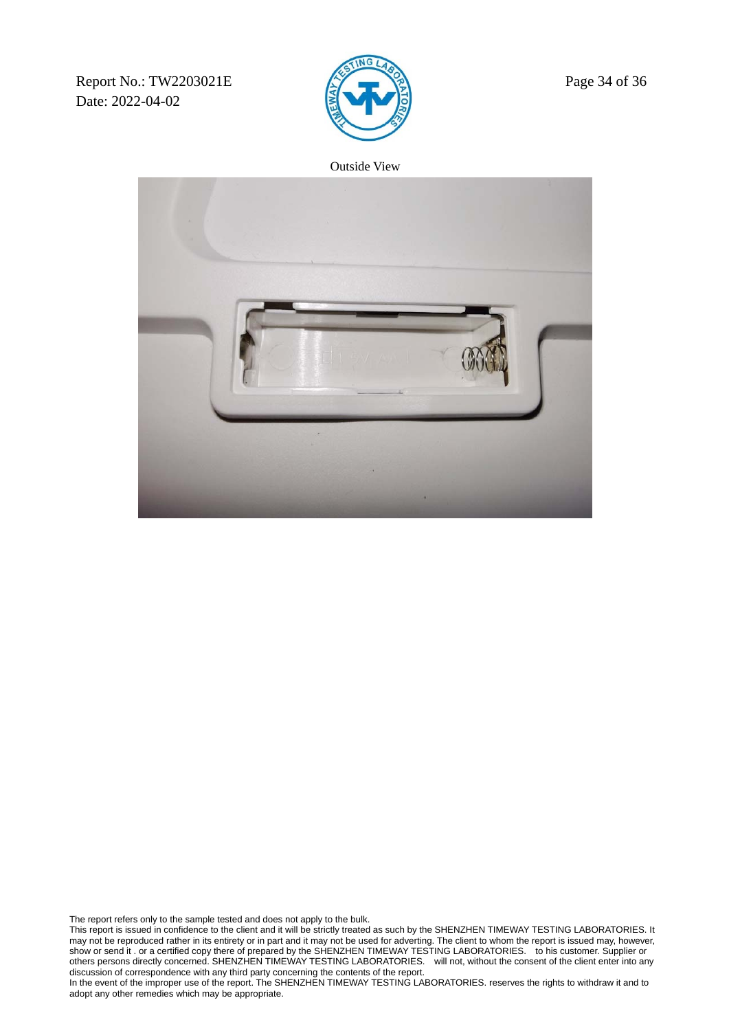Outside View

The report refers only to the sample tested and does not apply to the bulk.
This report is issued in confidence to the client and it will be strictly treated as such by the SHENZHEN TIMEWAY TESTING LABORATORIES. It may not be reproduced rather in its entirety or in part and it may not be used for adverting. The client to whom the report is issued may, however, show or send it . or a certified copy there of prepared by the SHENZHEN TIMEWAY TESTING LABORATORIES. to his customer. Supplier or others persons directly concerned. SHENZHEN TIMEWAY TESTING LABORATORIES. will not, without the consent of the client enter into any discussion of correspondence with any third party concerning the contents of the report.
In the event of the improper use of the report. The SHENZHEN TIMEWAY TESTING LABORATORIES. reserves the rights to withdraw it and to adopt any other remedies which may be appropriate.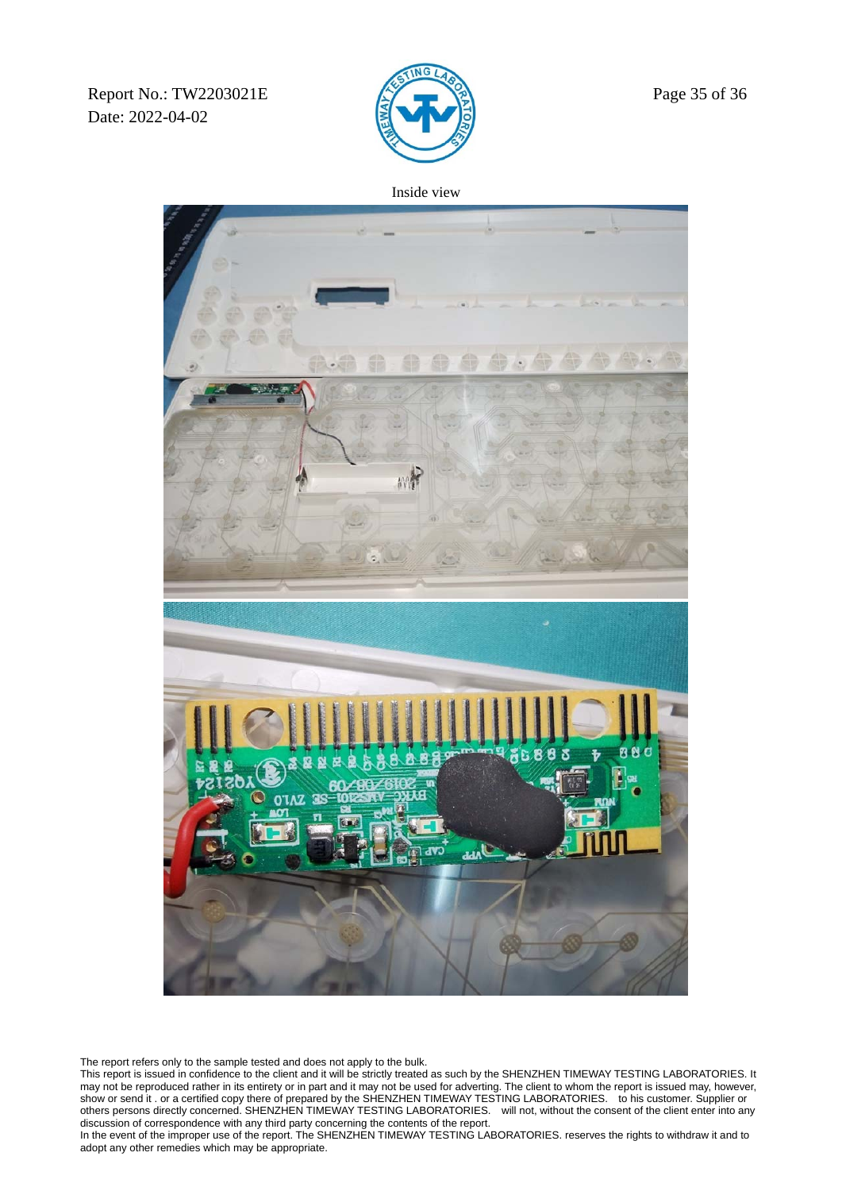Inside view

The report refers only to the sample tested and does not apply to the bulk.
This report is issued in confidence to the client and it will be strictly treated as such by the SHENZHEN TIMEWAY TESTING LABORATORIES. It may not be reproduced rather in its entirety or in part and it may not be used for adverting. The client to whom the report is issued may, however, show or send it . or a certified copy there of prepared by the SHENZHEN TIMEWAY TESTING LABORATORIES. to his customer. Supplier or others persons directly concerned. SHENZHEN TIMEWAY TESTING LABORATORIES. will not, without the consent of the client enter into any discussion of correspondence with any third party concerning the contents of the report.
In the event of the improper use of the report. The SHENZHEN TIMEWAY TESTING LABORATORIES. reserves the rights to withdraw it and to adopt any other remedies which may be appropriate.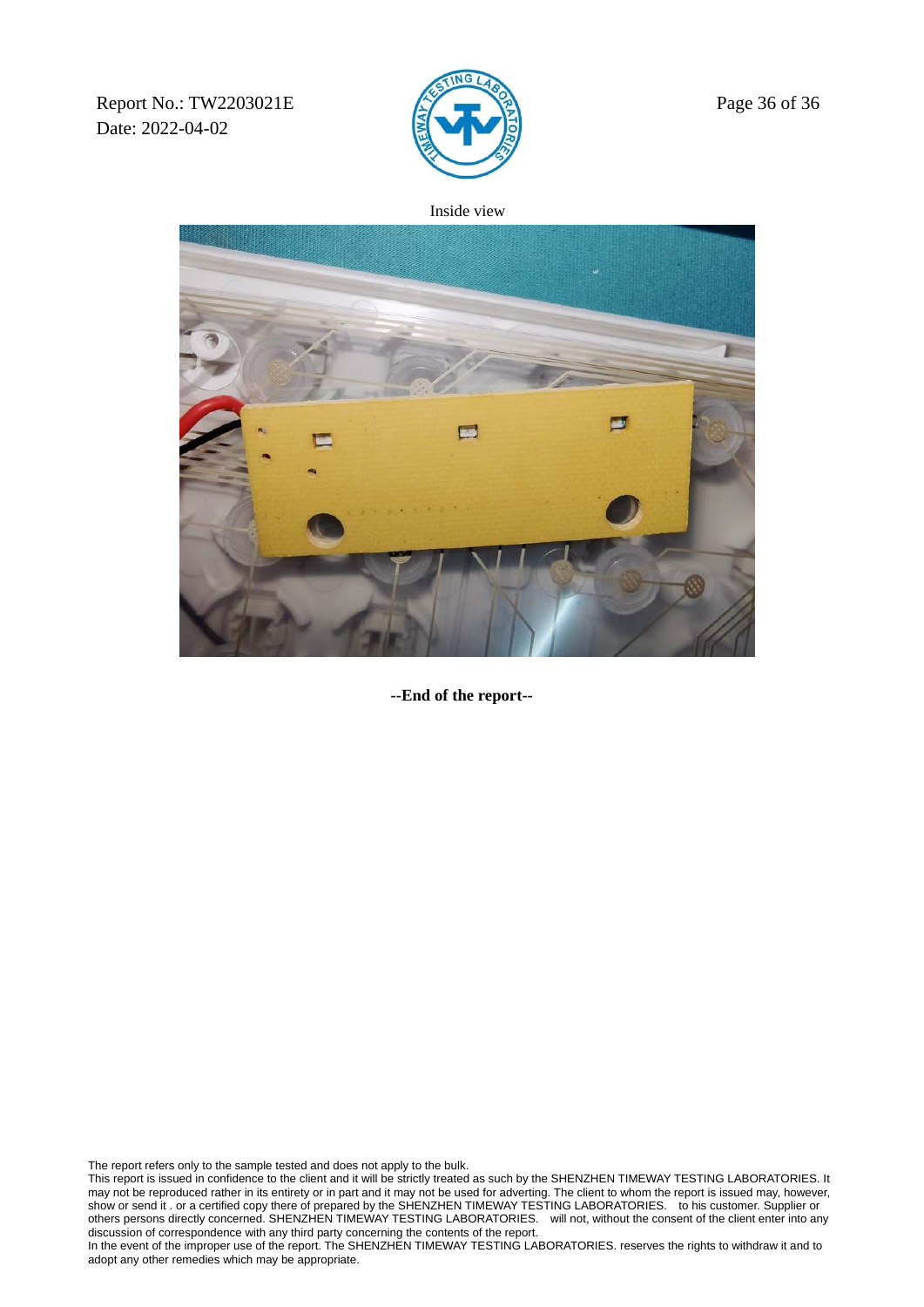Inside view

**--End of the report--**

The report refers only to the sample tested and does not apply to the bulk.
This report is issued in confidence to the client and it will be strictly treated as such by the SHENZHEN TIMEWAY TESTING LABORATORIES. It may not be reproduced rather in its entirety or in part and it may not be used for adverting. The client to whom the report is issued may, however, show or send it . or a certified copy there of prepared by the SHENZHEN TIMEWAY TESTING LABORATORIES. to his customer. Supplier or others persons directly concerned. SHENZHEN TIMEWAY TESTING LABORATORIES. will not, without the consent of the client enter into any discussion of correspondence with any third party concerning the contents of the report.
In the event of the improper use of the report. The SHENZHEN TIMEWAY TESTING LABORATORIES. reserves the rights to withdraw it and to adopt any other remedies which may be appropriate.